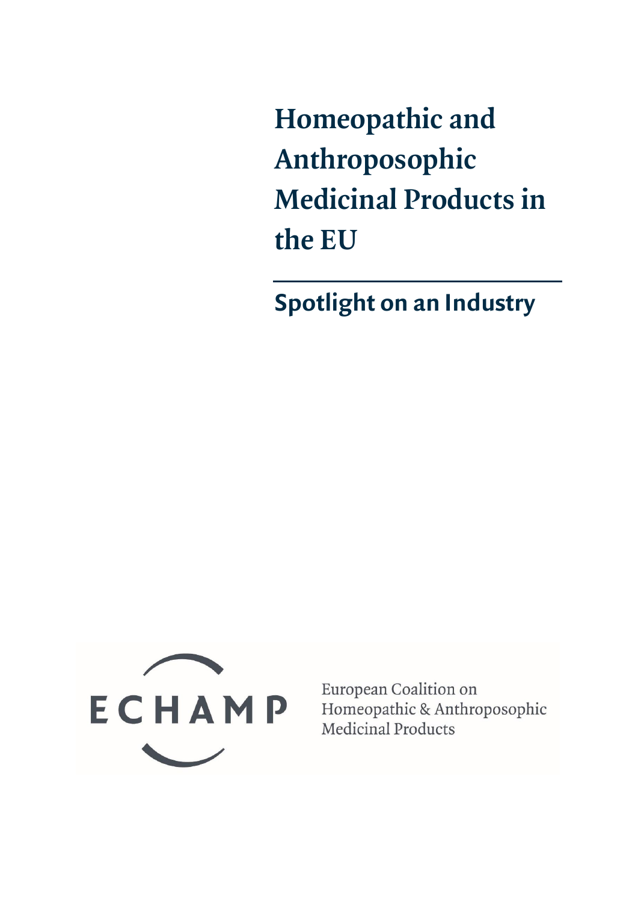# Homeopathic and Anthroposophic Medicinal Products in the EU

## Spotlight on an Industry

ECHAMP

European Coalition on Homeopathic & Anthroposophic Medicinal Products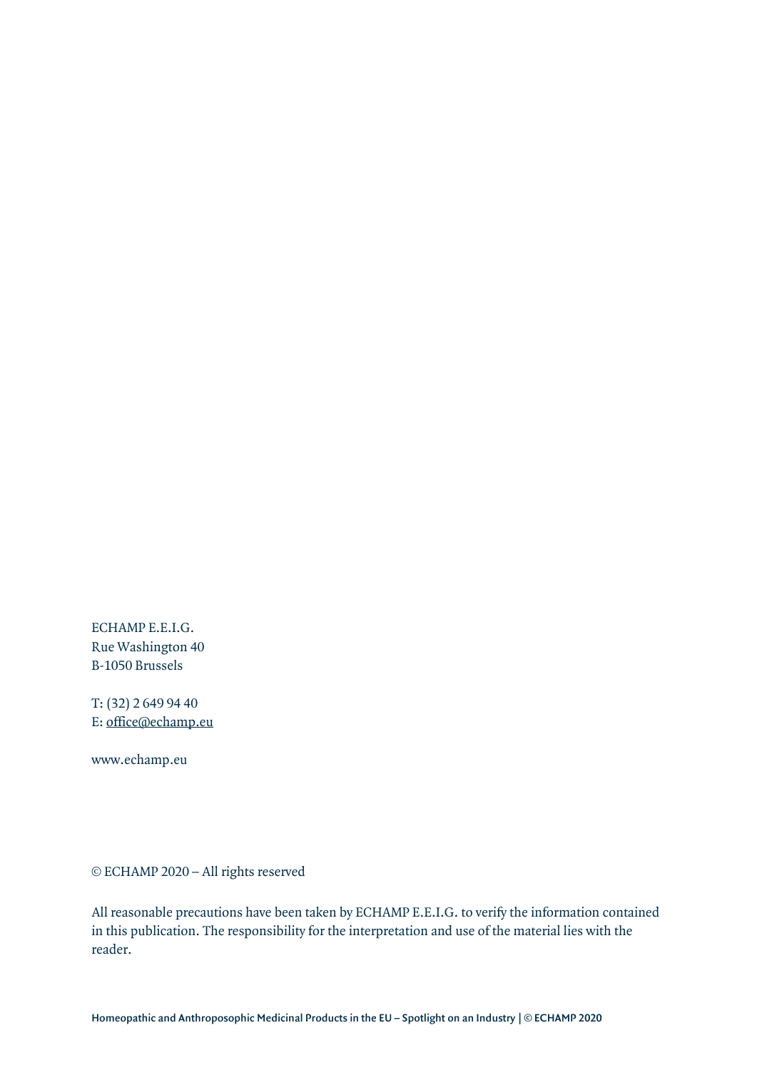ECHAMP E.E.I.G.
Rue Washington 40
B-1050 Brussels

T: (32) 2 649 94 40
E: office@echamp.eu

www.echamp.eu

© ECHAMP 2020 – All rights reserved

All reasonable precautions have been taken by ECHAMP E.E.I.G. to verify the information contained in this publication. The responsibility for the interpretation and use of the material lies with the reader.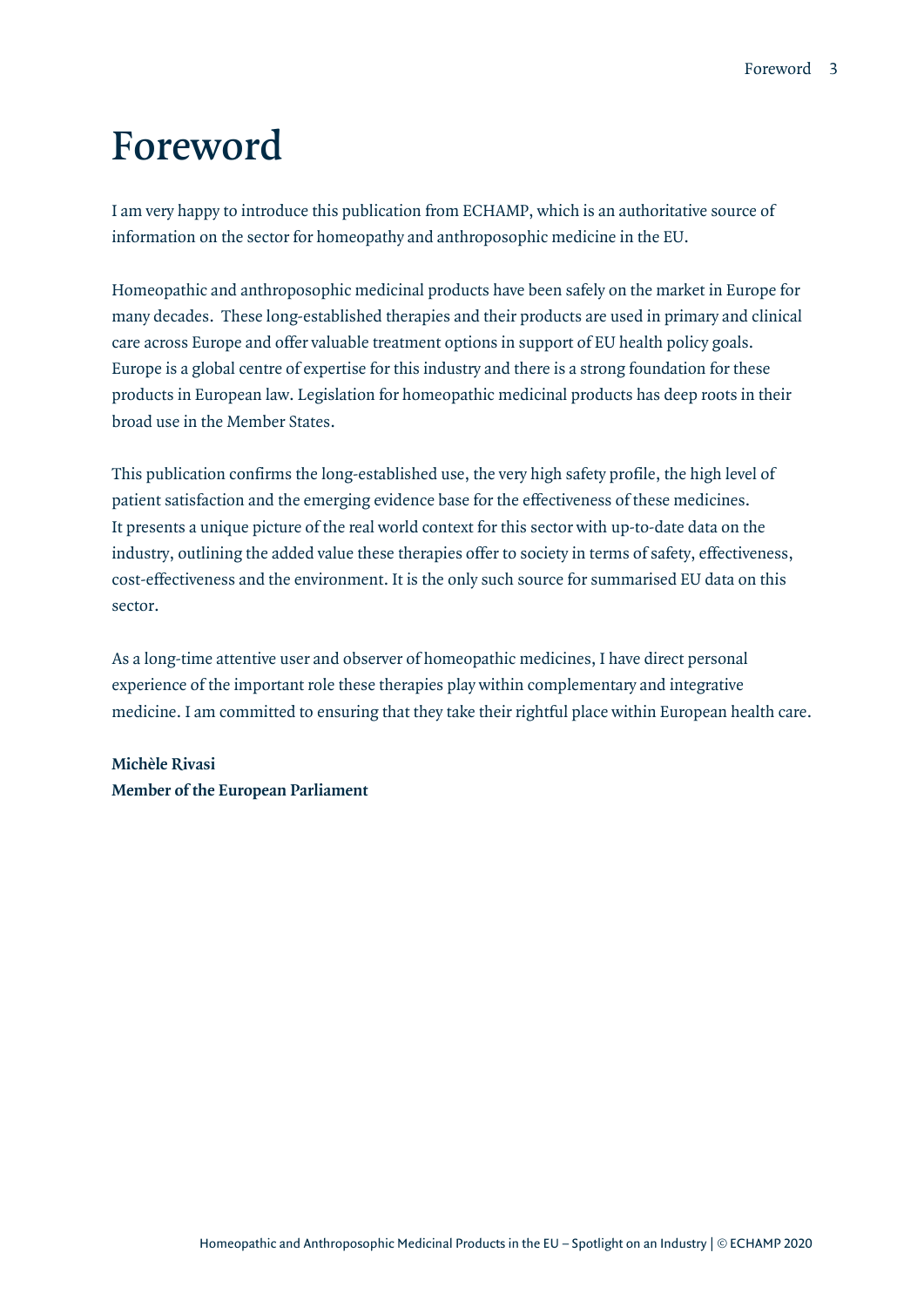# Foreword

I am very happy to introduce this publication from ECHAMP, which is an authoritative source of information on the sector for homeopathy and anthroposophic medicine in the EU.

Homeopathic and anthroposophic medicinal products have been safely on the market in Europe for many decades. These long-established therapies and their products are used in primary and clinical care across Europe and offer valuable treatment options in support of EU health policy goals. Europe is a global centre of expertise for this industry and there is a strong foundation for these products in European law. Legislation for homeopathic medicinal products has deep roots in their broad use in the Member States.

This publication confirms the long-established use, the very high safety profile, the high level of patient satisfaction and the emerging evidence base for the effectiveness of these medicines. It presents a unique picture of the real world context for this sector with up-to-date data on the industry, outlining the added value these therapies offer to society in terms of safety, effectiveness, cost-effectiveness and the environment. It is the only such source for summarised EU data on this sector.

As a long-time attentive user and observer of homeopathic medicines, I have direct personal experience of the important role these therapies play within complementary and integrative medicine. I am committed to ensuring that they take their rightful place within European health care.

**Michèle Rivasi**
**Member of the European Parliament**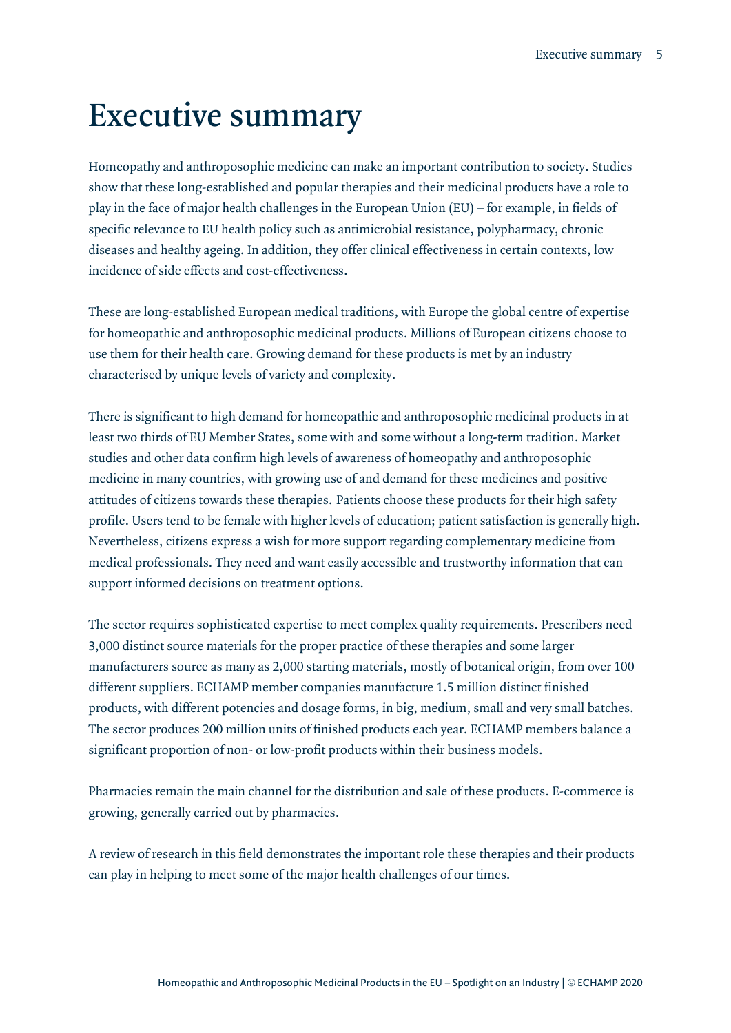# Executive summary

Homeopathy and anthroposophic medicine can make an important contribution to society. Studies show that these long-established and popular therapies and their medicinal products have a role to play in the face of major health challenges in the European Union (EU) – for example, in fields of specific relevance to EU health policy such as antimicrobial resistance, polypharmacy, chronic diseases and healthy ageing. In addition, they offer clinical effectiveness in certain contexts, low incidence of side effects and cost-effectiveness.

These are long-established European medical traditions, with Europe the global centre of expertise for homeopathic and anthroposophic medicinal products. Millions of European citizens choose to use them for their health care. Growing demand for these products is met by an industry characterised by unique levels of variety and complexity.

There is significant to high demand for homeopathic and anthroposophic medicinal products in at least two thirds of EU Member States, some with and some without a long-term tradition. Market studies and other data confirm high levels of awareness of homeopathy and anthroposophic medicine in many countries, with growing use of and demand for these medicines and positive attitudes of citizens towards these therapies. Patients choose these products for their high safety profile. Users tend to be female with higher levels of education; patient satisfaction is generally high. Nevertheless, citizens express a wish for more support regarding complementary medicine from medical professionals. They need and want easily accessible and trustworthy information that can support informed decisions on treatment options.

The sector requires sophisticated expertise to meet complex quality requirements. Prescribers need 3,000 distinct source materials for the proper practice of these therapies and some larger manufacturers source as many as 2,000 starting materials, mostly of botanical origin, from over 100 different suppliers. ECHAMP member companies manufacture 1.5 million distinct finished products, with different potencies and dosage forms, in big, medium, small and very small batches. The sector produces 200 million units of finished products each year. ECHAMP members balance a significant proportion of non- or low-profit products within their business models.

Pharmacies remain the main channel for the distribution and sale of these products. E-commerce is growing, generally carried out by pharmacies.

A review of research in this field demonstrates the important role these therapies and their products can play in helping to meet some of the major health challenges of our times.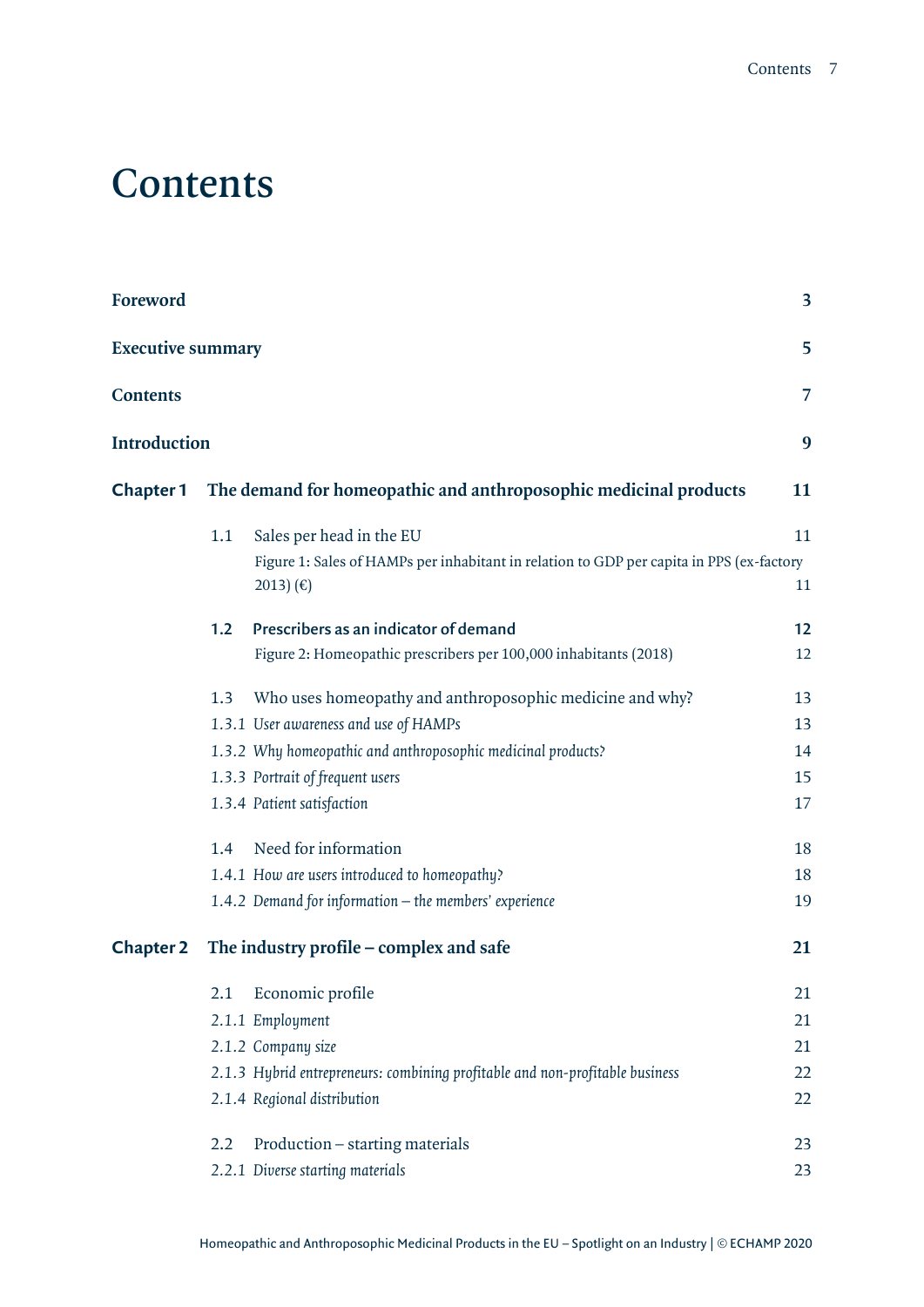# Contents

| | | |
|---|---|---|
| **Foreword** | | **3** |
| **Executive summary** | | **5** |
| **Contents** | | **7** |
| **Introduction** | | **9** |
| **Chapter 1** | **The demand for homeopathic and anthroposophic medicinal products** | **11** |
| | 1.1 Sales per head in the EU | 11 |
| | Figure 1: Sales of HAMPs per inhabitant in relation to GDP per capita in PPS (ex-factory 2013) (€) | 11 |
| | **1.2 Prescribers as an indicator of demand** | **12** |
| | Figure 2: Homeopathic prescribers per 100,000 inhabitants (2018) | 12 |
| | 1.3 Who uses homeopathy and anthroposophic medicine and why? | 13 |
| | 1.3.1 *User awareness and use of HAMPs* | 13 |
| | 1.3.2 *Why homeopathic and anthroposophic medicinal products?* | 14 |
| | 1.3.3 *Portrait of frequent users* | 15 |
| | 1.3.4 *Patient satisfaction* | 17 |
| | 1.4 Need for information | 18 |
| | 1.4.1 *How are users introduced to homeopathy?* | 18 |
| | 1.4.2 *Demand for information – the members' experience* | 19 |
| **Chapter 2** | **The industry profile – complex and safe** | **21** |
| | 2.1 Economic profile | 21 |
| | 2.1.1 *Employment* | 21 |
| | 2.1.2 *Company size* | 21 |
| | 2.1.3 *Hybrid entrepreneurs: combining profitable and non-profitable business* | 22 |
| | 2.1.4 *Regional distribution* | 22 |
| | 2.2 Production – starting materials | 23 |
| | 2.2.1 *Diverse starting materials* | 23 |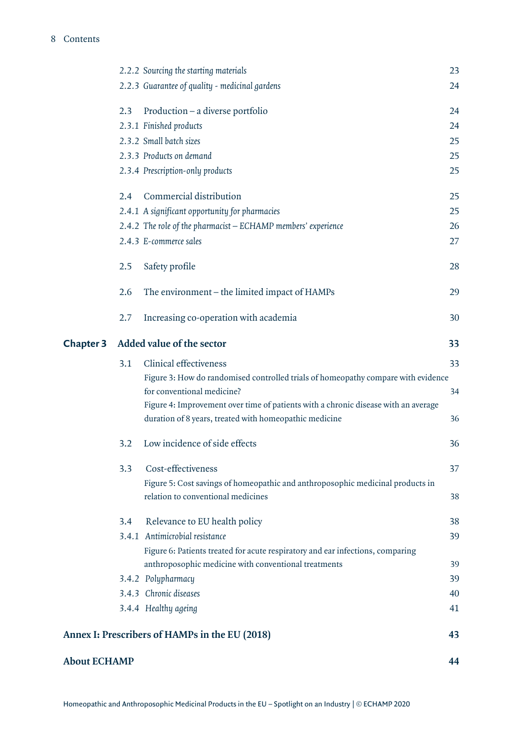| | | |
|---|---|---|
| | 2.2.2 *Sourcing the starting materials* | 23 |
| | 2.2.3 *Guarantee of quality - medicinal gardens* | 24 |
| | 2.3 Production – a diverse portfolio | 24 |
| | 2.3.1 *Finished products* | 24 |
| | 2.3.2 *Small batch sizes* | 25 |
| | 2.3.3 *Products on demand* | 25 |
| | 2.3.4 *Prescription-only products* | 25 |
| | 2.4 Commercial distribution | 25 |
| | 2.4.1 *A significant opportunity for pharmacies* | 25 |
| | 2.4.2 *The role of the pharmacist – ECHAMP members' experience* | 26 |
| | 2.4.3 *E-commerce sales* | 27 |
| | 2.5 Safety profile | 28 |
| | 2.6 The environment – the limited impact of HAMPs | 29 |
| | 2.7 Increasing co-operation with academia | 30 |
| **Chapter 3** | **Added value of the sector** | **33** |
| | 3.1 Clinical effectiveness | 33 |
| | Figure 3: How do randomised controlled trials of homeopathy compare with evidence for conventional medicine? | 34 |
| | Figure 4: Improvement over time of patients with a chronic disease with an average duration of 8 years, treated with homeopathic medicine | 36 |
| | 3.2 Low incidence of side effects | 36 |
| | 3.3 Cost-effectiveness | 37 |
| | Figure 5: Cost savings of homeopathic and anthroposophic medicinal products in relation to conventional medicines | 38 |
| | 3.4 Relevance to EU health policy | 38 |
| | 3.4.1 *Antimicrobial resistance* | 39 |
| | Figure 6: Patients treated for acute respiratory and ear infections, comparing anthroposophic medicine with conventional treatments | 39 |
| | 3.4.2 *Polypharmacy* | 39 |
| | 3.4.3 *Chronic diseases* | 40 |
| | 3.4.4 *Healthy ageing* | 41 |
| **Annex I: Prescribers of HAMPs in the EU (2018)** | | **43** |
| **About ECHAMP** | | **44** |

Homeopathic and Anthroposophic Medicinal Products in the EU – Spotlight on an Industry | © ECHAMP 2020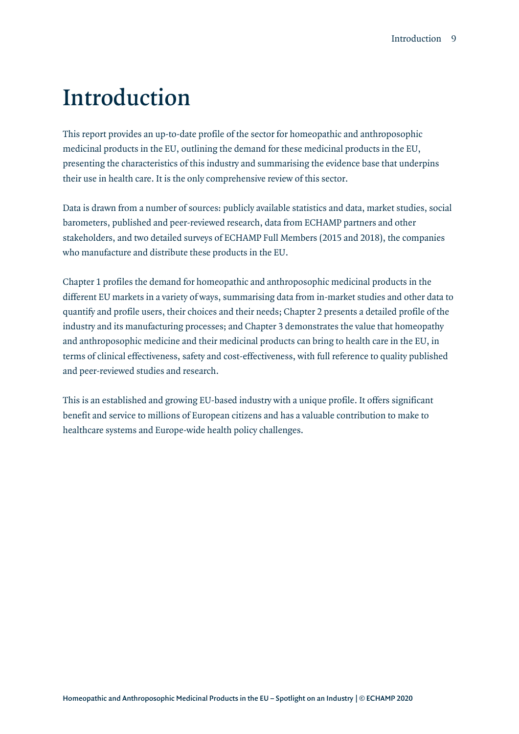# Introduction

This report provides an up-to-date profile of the sector for homeopathic and anthroposophic medicinal products in the EU, outlining the demand for these medicinal products in the EU, presenting the characteristics of this industry and summarising the evidence base that underpins their use in health care. It is the only comprehensive review of this sector.

Data is drawn from a number of sources: publicly available statistics and data, market studies, social barometers, published and peer-reviewed research, data from ECHAMP partners and other stakeholders, and two detailed surveys of ECHAMP Full Members (2015 and 2018), the companies who manufacture and distribute these products in the EU.

Chapter 1 profiles the demand for homeopathic and anthroposophic medicinal products in the different EU markets in a variety of ways, summarising data from in-market studies and other data to quantify and profile users, their choices and their needs; Chapter 2 presents a detailed profile of the industry and its manufacturing processes; and Chapter 3 demonstrates the value that homeopathy and anthroposophic medicine and their medicinal products can bring to health care in the EU, in terms of clinical effectiveness, safety and cost-effectiveness, with full reference to quality published and peer-reviewed studies and research.

This is an established and growing EU-based industry with a unique profile. It offers significant benefit and service to millions of European citizens and has a valuable contribution to make to healthcare systems and Europe-wide health policy challenges.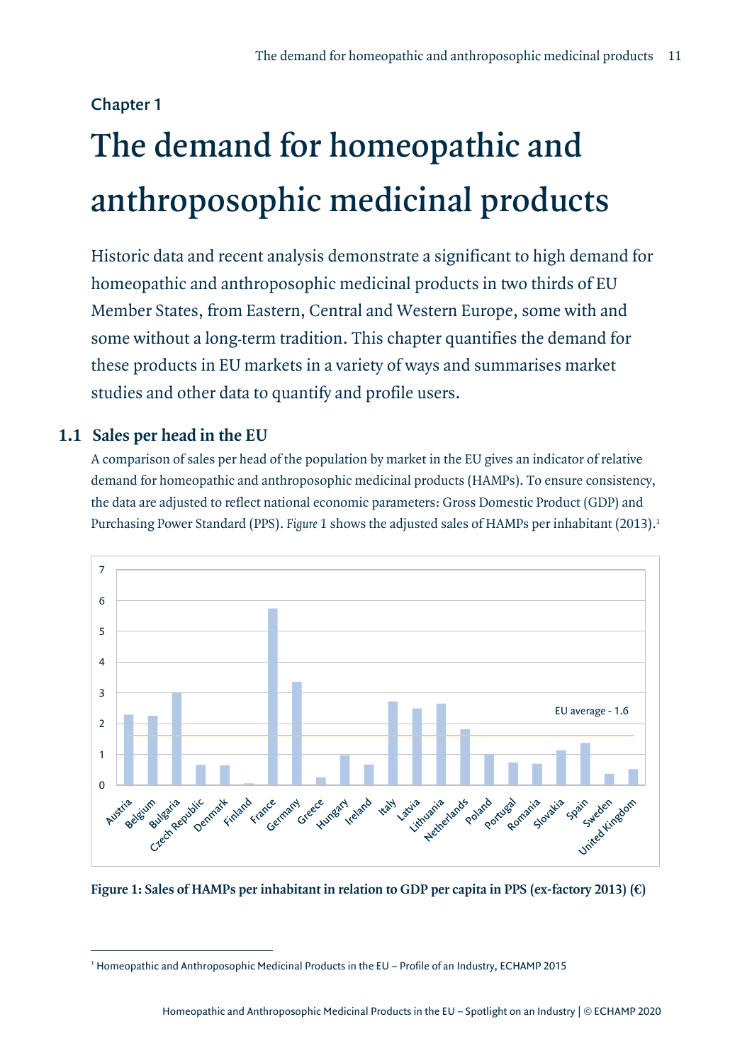Chapter 1

# The demand for homeopathic and anthroposophic medicinal products

Historic data and recent analysis demonstrate a significant to high demand for homeopathic and anthroposophic medicinal products in two thirds of EU Member States, from Eastern, Central and Western Europe, some with and some without a long-term tradition. This chapter quantifies the demand for these products in EU markets in a variety of ways and summarises market studies and other data to quantify and profile users.

## 1.1 Sales per head in the EU

A comparison of sales per head of the population by market in the EU gives an indicator of relative demand for homeopathic and anthroposophic medicinal products (HAMPs). To ensure consistency, the data are adjusted to reflect national economic parameters: Gross Domestic Product (GDP) and Purchasing Power Standard (PPS). *Figure* 1 shows the adjusted sales of HAMPs per inhabitant (2013).[1]

**Figure 1: Sales of HAMPs per inhabitant in relation to GDP per capita in PPS (ex-factory 2013) (€)**

[1] Homeopathic and Anthroposophic Medicinal Products in the EU – Profile of an Industry, ECHAMP 2015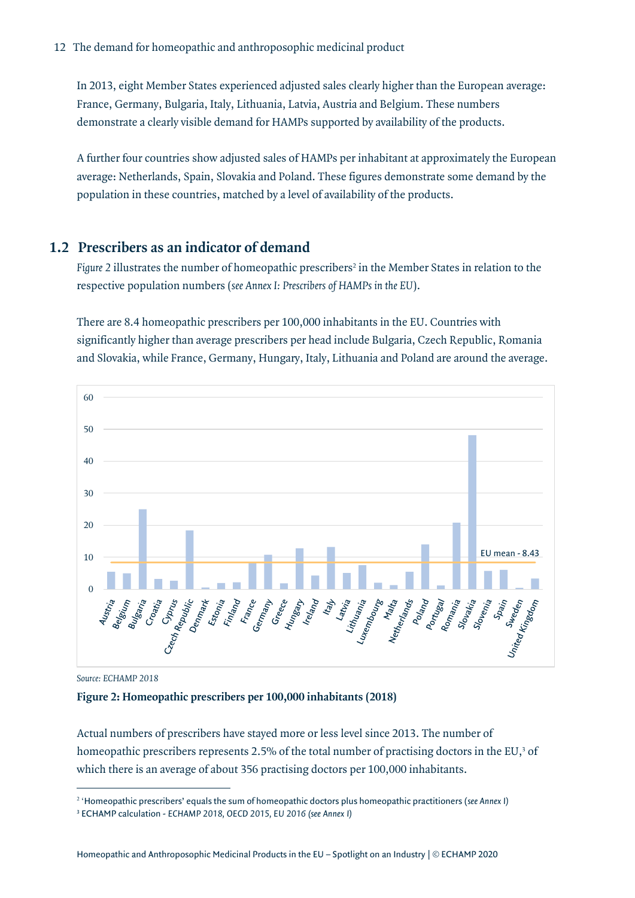In 2013, eight Member States experienced adjusted sales clearly higher than the European average: France, Germany, Bulgaria, Italy, Lithuania, Latvia, Austria and Belgium. These numbers demonstrate a clearly visible demand for HAMPs supported by availability of the products.

A further four countries show adjusted sales of HAMPs per inhabitant at approximately the European average: Netherlands, Spain, Slovakia and Poland. These figures demonstrate some demand by the population in these countries, matched by a level of availability of the products.

## 1.2 Prescribers as an indicator of demand

*Figure 2* illustrates the number of homeopathic prescribers[2] in the Member States in relation to the respective population numbers (*see Annex I: Prescribers of HAMPs in the EU*).

There are 8.4 homeopathic prescribers per 100,000 inhabitants in the EU. Countries with significantly higher than average prescribers per head include Bulgaria, Czech Republic, Romania and Slovakia, while France, Germany, Hungary, Italy, Lithuania and Poland are around the average.

*Source: ECHAMP 2018*

**Figure 2: Homeopathic prescribers per 100,000 inhabitants (2018)**

Actual numbers of prescribers have stayed more or less level since 2013. The number of homeopathic prescribers represents 2.5% of the total number of practising doctors in the EU,[3] of which there is an average of about 356 practising doctors per 100,000 inhabitants.

---

[2] 'Homeopathic prescribers' equals the sum of homeopathic doctors plus homeopathic practitioners (*see Annex I*)

[3] ECHAMP calculation - ECHAMP 2018, OECD 2015, EU 2016 (*see Annex I*)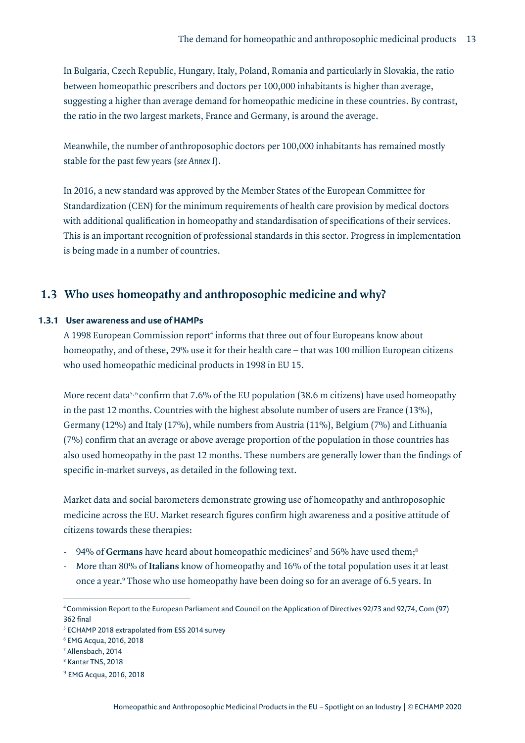In Bulgaria, Czech Republic, Hungary, Italy, Poland, Romania and particularly in Slovakia, the ratio between homeopathic prescribers and doctors per 100,000 inhabitants is higher than average, suggesting a higher than average demand for homeopathic medicine in these countries. By contrast, the ratio in the two largest markets, France and Germany, is around the average.

Meanwhile, the number of anthroposophic doctors per 100,000 inhabitants has remained mostly stable for the past few years (*see Annex I*).

In 2016, a new standard was approved by the Member States of the European Committee for Standardization (CEN) for the minimum requirements of health care provision by medical doctors with additional qualification in homeopathy and standardisation of specifications of their services. This is an important recognition of professional standards in this sector. Progress in implementation is being made in a number of countries.

## 1.3 Who uses homeopathy and anthroposophic medicine and why?

### 1.3.1 User awareness and use of HAMPs

A 1998 European Commission report[4] informs that three out of four Europeans know about homeopathy, and of these, 29% use it for their health care – that was 100 million European citizens who used homeopathic medicinal products in 1998 in EU 15.

More recent data[5, 6] confirm that 7.6% of the EU population (38.6 m citizens) have used homeopathy in the past 12 months. Countries with the highest absolute number of users are France (13%), Germany (12%) and Italy (17%), while numbers from Austria (11%), Belgium (7%) and Lithuania (7%) confirm that an average or above average proportion of the population in those countries has also used homeopathy in the past 12 months. These numbers are generally lower than the findings of specific in-market surveys, as detailed in the following text.

Market data and social barometers demonstrate growing use of homeopathy and anthroposophic medicine across the EU. Market research figures confirm high awareness and a positive attitude of citizens towards these therapies:

- 94% of **Germans** have heard about homeopathic medicines[7] and 56% have used them;[8]
- More than 80% of **Italians** know of homeopathy and 16% of the total population uses it at least once a year.[9] Those who use homeopathy have been doing so for an average of 6.5 years. In

---

[4] Commission Report to the European Parliament and Council on the Application of Directives 92/73 and 92/74, Com (97) 362 final

[5] ECHAMP 2018 extrapolated from ESS 2014 survey

[6] EMG Acqua, 2016, 2018

[7] Allensbach, 2014

[8] Kantar TNS, 2018

[9] EMG Acqua, 2016, 2018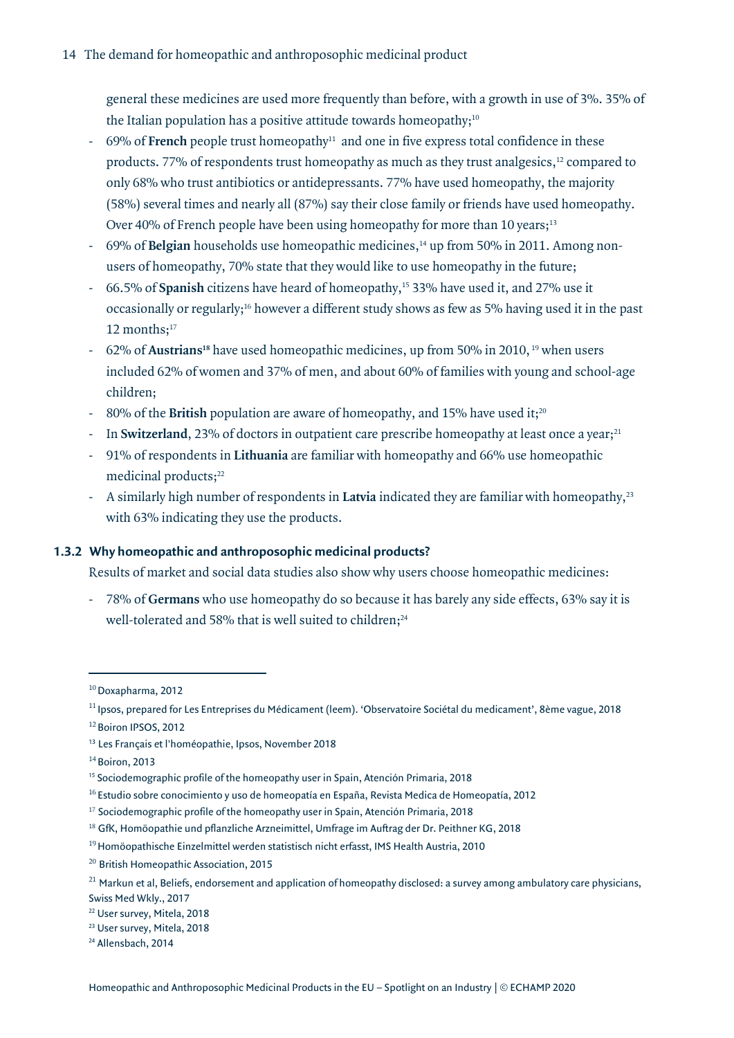general these medicines are used more frequently than before, with a growth in use of 3%. 35% of the Italian population has a positive attitude towards homeopathy;[10]

- 69% of **French** people trust homeopathy[11] and one in five express total confidence in these products. 77% of respondents trust homeopathy as much as they trust analgesics,[12] compared to only 68% who trust antibiotics or antidepressants. 77% have used homeopathy, the majority (58%) several times and nearly all (87%) say their close family or friends have used homeopathy. Over 40% of French people have been using homeopathy for more than 10 years;[13]
- 69% of **Belgian** households use homeopathic medicines,[14] up from 50% in 2011. Among non-users of homeopathy, 70% state that they would like to use homeopathy in the future;
- 66.5% of **Spanish** citizens have heard of homeopathy,[15] 33% have used it, and 27% use it occasionally or regularly;[16] however a different study shows as few as 5% having used it in the past 12 months;[17]
- 62% of **Austrians**[18] have used homeopathic medicines, up from 50% in 2010,[19] when users included 62% of women and 37% of men, and about 60% of families with young and school-age children;
- 80% of the **British** population are aware of homeopathy, and 15% have used it;[20]
- In **Switzerland**, 23% of doctors in outpatient care prescribe homeopathy at least once a year;[21]
- 91% of respondents in **Lithuania** are familiar with homeopathy and 66% use homeopathic medicinal products;[22]
- A similarly high number of respondents in **Latvia** indicated they are familiar with homeopathy,[23] with 63% indicating they use the products.

### 1.3.2 Why homeopathic and anthroposophic medicinal products?

Results of market and social data studies also show why users choose homeopathic medicines:

- 78% of **Germans** who use homeopathy do so because it has barely any side effects, 63% say it is well-tolerated and 58% that is well suited to children;[24]

---

[10] Doxapharma, 2012

[11] Ipsos, prepared for Les Entreprises du Médicament (leem). 'Observatoire Sociétal du medicament', 8ème vague, 2018

[12] Boiron IPSOS, 2012

[13] Les Français et l'homéopathie, Ipsos, November 2018

[14] Boiron, 2013

[15] Sociodemographic profile of the homeopathy user in Spain, Atención Primaria, 2018

[16] Estudio sobre conocimiento y uso de homeopatía en España, Revista Medica de Homeopatía, 2012

[17] Sociodemographic profile of the homeopathy user in Spain, Atención Primaria, 2018

[18] GfK, Homöopathie und pflanzliche Arzneimittel, Umfrage im Auftrag der Dr. Peithner KG, 2018

[19] Homöopathische Einzelmittel werden statistisch nicht erfasst, IMS Health Austria, 2010

[20] British Homeopathic Association, 2015

[21] Markun et al, Beliefs, endorsement and application of homeopathy disclosed: a survey among ambulatory care physicians, Swiss Med Wkly., 2017

[22] User survey, Mitela, 2018

[23] User survey, Mitela, 2018

[24] Allensbach, 2014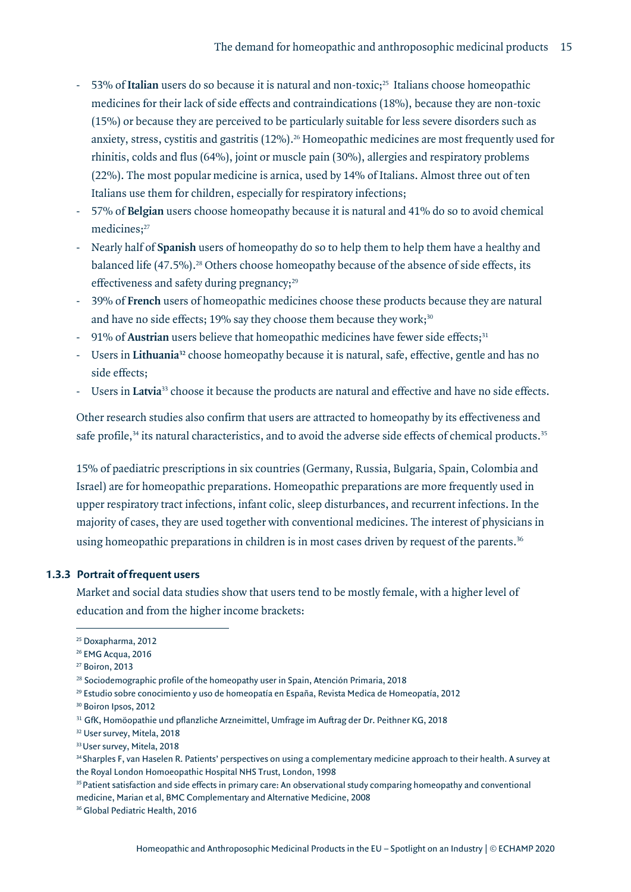- 53% of **Italian** users do so because it is natural and non-toxic;[25] Italians choose homeopathic medicines for their lack of side effects and contraindications (18%), because they are non-toxic (15%) or because they are perceived to be particularly suitable for less severe disorders such as anxiety, stress, cystitis and gastritis (12%).[26] Homeopathic medicines are most frequently used for rhinitis, colds and flus (64%), joint or muscle pain (30%), allergies and respiratory problems (22%). The most popular medicine is arnica, used by 14% of Italians. Almost three out of ten Italians use them for children, especially for respiratory infections;
- 57% of **Belgian** users choose homeopathy because it is natural and 41% do so to avoid chemical medicines;[27]
- Nearly half of **Spanish** users of homeopathy do so to help them to help them have a healthy and balanced life (47.5%).[28] Others choose homeopathy because of the absence of side effects, its effectiveness and safety during pregnancy;[29]
- 39% of **French** users of homeopathic medicines choose these products because they are natural and have no side effects; 19% say they choose them because they work;[30]
- 91% of **Austrian** users believe that homeopathic medicines have fewer side effects;[31]
- Users in **Lithuania**[32] choose homeopathy because it is natural, safe, effective, gentle and has no side effects;
- Users in **Latvia**[33] choose it because the products are natural and effective and have no side effects.

Other research studies also confirm that users are attracted to homeopathy by its effectiveness and safe profile,[34] its natural characteristics, and to avoid the adverse side effects of chemical products.[35]

15% of paediatric prescriptions in six countries (Germany, Russia, Bulgaria, Spain, Colombia and Israel) are for homeopathic preparations. Homeopathic preparations are more frequently used in upper respiratory tract infections, infant colic, sleep disturbances, and recurrent infections. In the majority of cases, they are used together with conventional medicines. The interest of physicians in using homeopathic preparations in children is in most cases driven by request of the parents.[36]

### 1.3.3 Portrait of frequent users

Market and social data studies show that users tend to be mostly female, with a higher level of education and from the higher income brackets:

---

[25] Doxapharma, 2012

[26] EMG Acqua, 2016

[27] Boiron, 2013

[28] Sociodemographic profile of the homeopathy user in Spain, Atención Primaria, 2018

[29] Estudio sobre conocimiento y uso de homeopatía en España, Revista Medica de Homeopatía, 2012

[30] Boiron Ipsos, 2012

[31] GfK, Homöopathie und pflanzliche Arzneimittel, Umfrage im Auftrag der Dr. Peithner KG, 2018

[32] User survey, Mitela, 2018

[33] User survey, Mitela, 2018

[34] Sharples F, van Haselen R. Patients' perspectives on using a complementary medicine approach to their health. A survey at the Royal London Homoeopathic Hospital NHS Trust, London, 1998

[35] Patient satisfaction and side effects in primary care: An observational study comparing homeopathy and conventional medicine, Marian et al, BMC Complementary and Alternative Medicine, 2008

[36] Global Pediatric Health, 2016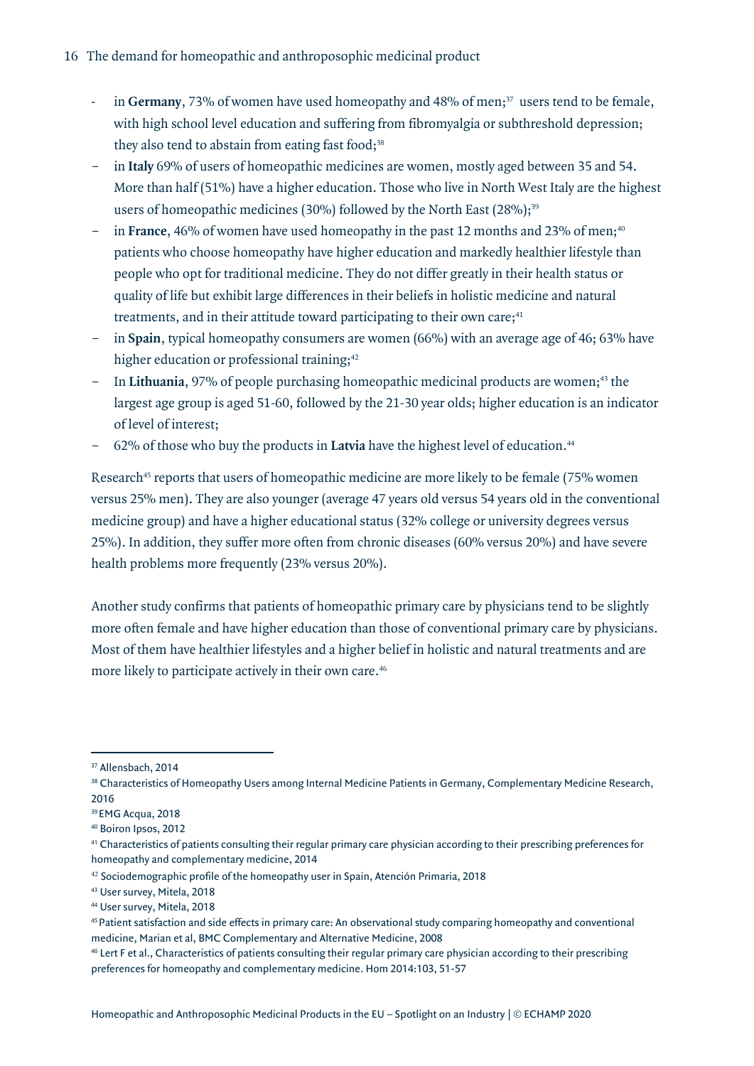- in **Germany**, 73% of women have used homeopathy and 48% of men;[37] users tend to be female, with high school level education and suffering from fibromyalgia or subthreshold depression; they also tend to abstain from eating fast food;[38]
- in **Italy** 69% of users of homeopathic medicines are women, mostly aged between 35 and 54. More than half (51%) have a higher education. Those who live in North West Italy are the highest users of homeopathic medicines (30%) followed by the North East (28%);[39]
- in **France**, 46% of women have used homeopathy in the past 12 months and 23% of men;[40] patients who choose homeopathy have higher education and markedly healthier lifestyle than people who opt for traditional medicine. They do not differ greatly in their health status or quality of life but exhibit large differences in their beliefs in holistic medicine and natural treatments, and in their attitude toward participating to their own care;[41]
- in **Spain**, typical homeopathy consumers are women (66%) with an average age of 46; 63% have higher education or professional training;[42]
- In **Lithuania**, 97% of people purchasing homeopathic medicinal products are women;[43] the largest age group is aged 51-60, followed by the 21-30 year olds; higher education is an indicator of level of interest;
- 62% of those who buy the products in **Latvia** have the highest level of education.[44]

Research[45] reports that users of homeopathic medicine are more likely to be female (75% women versus 25% men). They are also younger (average 47 years old versus 54 years old in the conventional medicine group) and have a higher educational status (32% college or university degrees versus 25%). In addition, they suffer more often from chronic diseases (60% versus 20%) and have severe health problems more frequently (23% versus 20%).

Another study confirms that patients of homeopathic primary care by physicians tend to be slightly more often female and have higher education than those of conventional primary care by physicians. Most of them have healthier lifestyles and a higher belief in holistic and natural treatments and are more likely to participate actively in their own care.[46]

---

[37] Allensbach, 2014

[38] Characteristics of Homeopathy Users among Internal Medicine Patients in Germany, Complementary Medicine Research, 2016

[39] EMG Acqua, 2018

[40] Boiron Ipsos, 2012

[41] Characteristics of patients consulting their regular primary care physician according to their prescribing preferences for homeopathy and complementary medicine, 2014

[42] Sociodemographic profile of the homeopathy user in Spain, Atención Primaria, 2018

[43] User survey, Mitela, 2018

[44] User survey, Mitela, 2018

[45] Patient satisfaction and side effects in primary care: An observational study comparing homeopathy and conventional medicine, Marian et al, BMC Complementary and Alternative Medicine, 2008

[46] Lert F et al., Characteristics of patients consulting their regular primary care physician according to their prescribing preferences for homeopathy and complementary medicine. Hom 2014:103, 51-57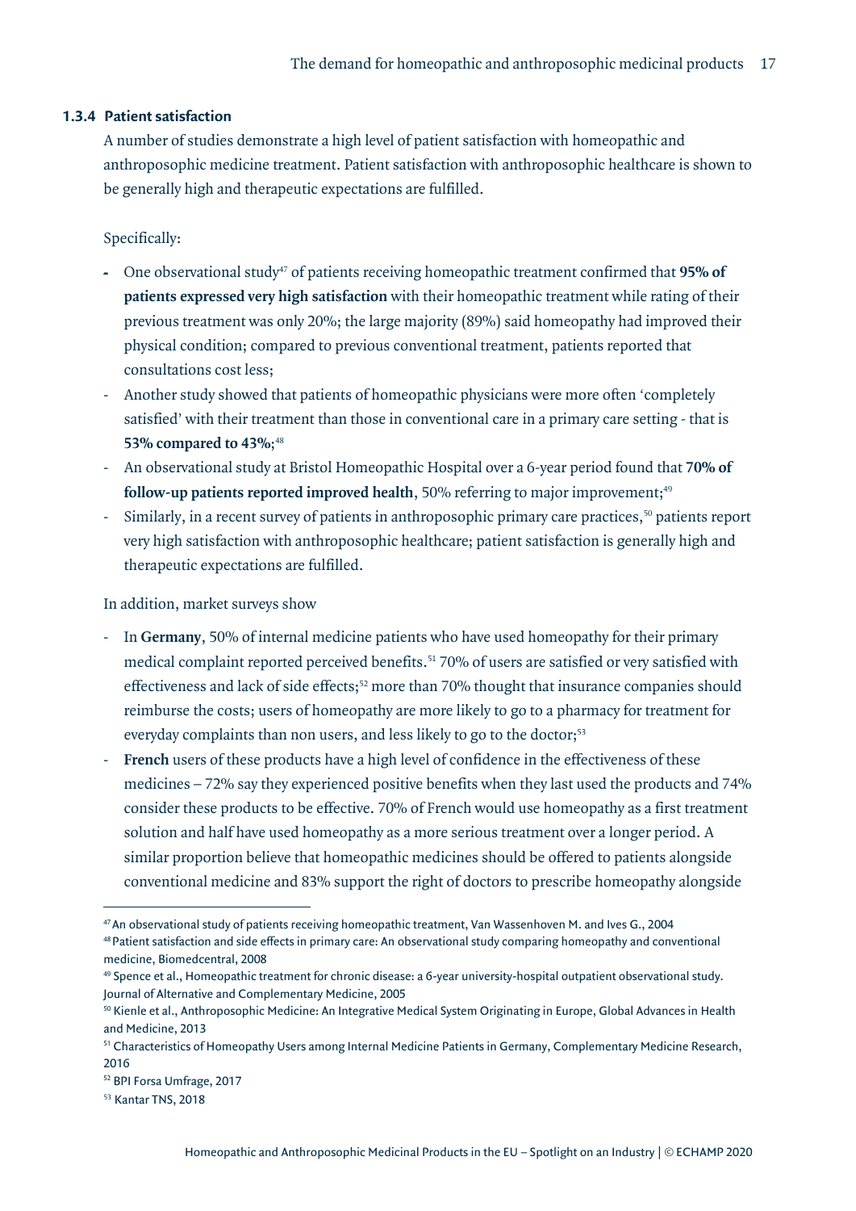### 1.3.4 Patient satisfaction

A number of studies demonstrate a high level of patient satisfaction with homeopathic and anthroposophic medicine treatment. Patient satisfaction with anthroposophic healthcare is shown to be generally high and therapeutic expectations are fulfilled.

Specifically:

- One observational study[47] of patients receiving homeopathic treatment confirmed that **95% of patients expressed very high satisfaction** with their homeopathic treatment while rating of their previous treatment was only 20%; the large majority (89%) said homeopathy had improved their physical condition; compared to previous conventional treatment, patients reported that consultations cost less;
- Another study showed that patients of homeopathic physicians were more often 'completely satisfied' with their treatment than those in conventional care in a primary care setting - that is **53% compared to 43%**;[48]
- An observational study at Bristol Homeopathic Hospital over a 6-year period found that **70% of follow-up patients reported improved health**, 50% referring to major improvement;[49]
- Similarly, in a recent survey of patients in anthroposophic primary care practices,[50] patients report very high satisfaction with anthroposophic healthcare; patient satisfaction is generally high and therapeutic expectations are fulfilled.

In addition, market surveys show

- In **Germany**, 50% of internal medicine patients who have used homeopathy for their primary medical complaint reported perceived benefits.[51] 70% of users are satisfied or very satisfied with effectiveness and lack of side effects;[52] more than 70% thought that insurance companies should reimburse the costs; users of homeopathy are more likely to go to a pharmacy for treatment for everyday complaints than non users, and less likely to go to the doctor;[53]
- **French** users of these products have a high level of confidence in the effectiveness of these medicines – 72% say they experienced positive benefits when they last used the products and 74% consider these products to be effective. 70% of French would use homeopathy as a first treatment solution and half have used homeopathy as a more serious treatment over a longer period. A similar proportion believe that homeopathic medicines should be offered to patients alongside conventional medicine and 83% support the right of doctors to prescribe homeopathy alongside

---

[47] An observational study of patients receiving homeopathic treatment, Van Wassenhoven M. and Ives G., 2004

[48] Patient satisfaction and side effects in primary care: An observational study comparing homeopathy and conventional medicine, Biomedcentral, 2008

[49] Spence et al., Homeopathic treatment for chronic disease: a 6-year university-hospital outpatient observational study. Journal of Alternative and Complementary Medicine, 2005

[50] Kienle et al., Anthroposophic Medicine: An Integrative Medical System Originating in Europe, Global Advances in Health and Medicine, 2013

[51] Characteristics of Homeopathy Users among Internal Medicine Patients in Germany, Complementary Medicine Research, 2016

[52] BPI Forsa Umfrage, 2017

[53] Kantar TNS, 2018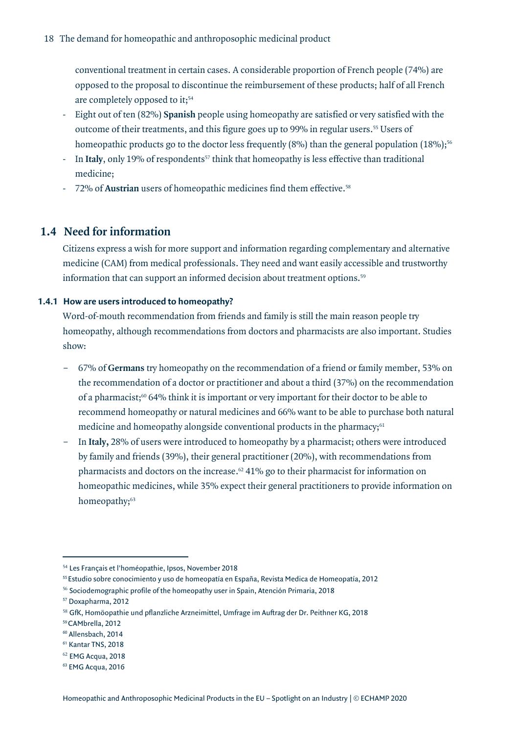conventional treatment in certain cases. A considerable proportion of French people (74%) are opposed to the proposal to discontinue the reimbursement of these products; half of all French are completely opposed to it;[54]

- Eight out of ten (82%) **Spanish** people using homeopathy are satisfied or very satisfied with the outcome of their treatments, and this figure goes up to 99% in regular users.[55] Users of homeopathic products go to the doctor less frequently (8%) than the general population (18%);[56]
- In **Italy**, only 19% of respondents[57] think that homeopathy is less effective than traditional medicine;
- 72% of **Austrian** users of homeopathic medicines find them effective.[58]

## 1.4 Need for information

Citizens express a wish for more support and information regarding complementary and alternative medicine (CAM) from medical professionals. They need and want easily accessible and trustworthy information that can support an informed decision about treatment options.[59]

### 1.4.1 How are users introduced to homeopathy?

Word-of-mouth recommendation from friends and family is still the main reason people try homeopathy, although recommendations from doctors and pharmacists are also important. Studies show:

- 67% of **Germans** try homeopathy on the recommendation of a friend or family member, 53% on the recommendation of a doctor or practitioner and about a third (37%) on the recommendation of a pharmacist;[60] 64% think it is important or very important for their doctor to be able to recommend homeopathy or natural medicines and 66% want to be able to purchase both natural medicine and homeopathy alongside conventional products in the pharmacy;[61]
- In **Italy,** 28% of users were introduced to homeopathy by a pharmacist; others were introduced by family and friends (39%), their general practitioner (20%), with recommendations from pharmacists and doctors on the increase.[62] 41% go to their pharmacist for information on homeopathic medicines, while 35% expect their general practitioners to provide information on homeopathy;[63]

---

[54] Les Français et l'homéopathie, Ipsos, November 2018
[55] Estudio sobre conocimiento y uso de homeopatía en España, Revista Medica de Homeopatía, 2012
[56] Sociodemographic profile of the homeopathy user in Spain, Atención Primaria, 2018
[57] Doxapharma, 2012
[58] GfK, Homöopathie und pflanzliche Arzneimittel, Umfrage im Auftrag der Dr. Peithner KG, 2018
[59] CAMbrella, 2012
[60] Allensbach, 2014
[61] Kantar TNS, 2018
[62] EMG Acqua, 2018
[63] EMG Acqua, 2016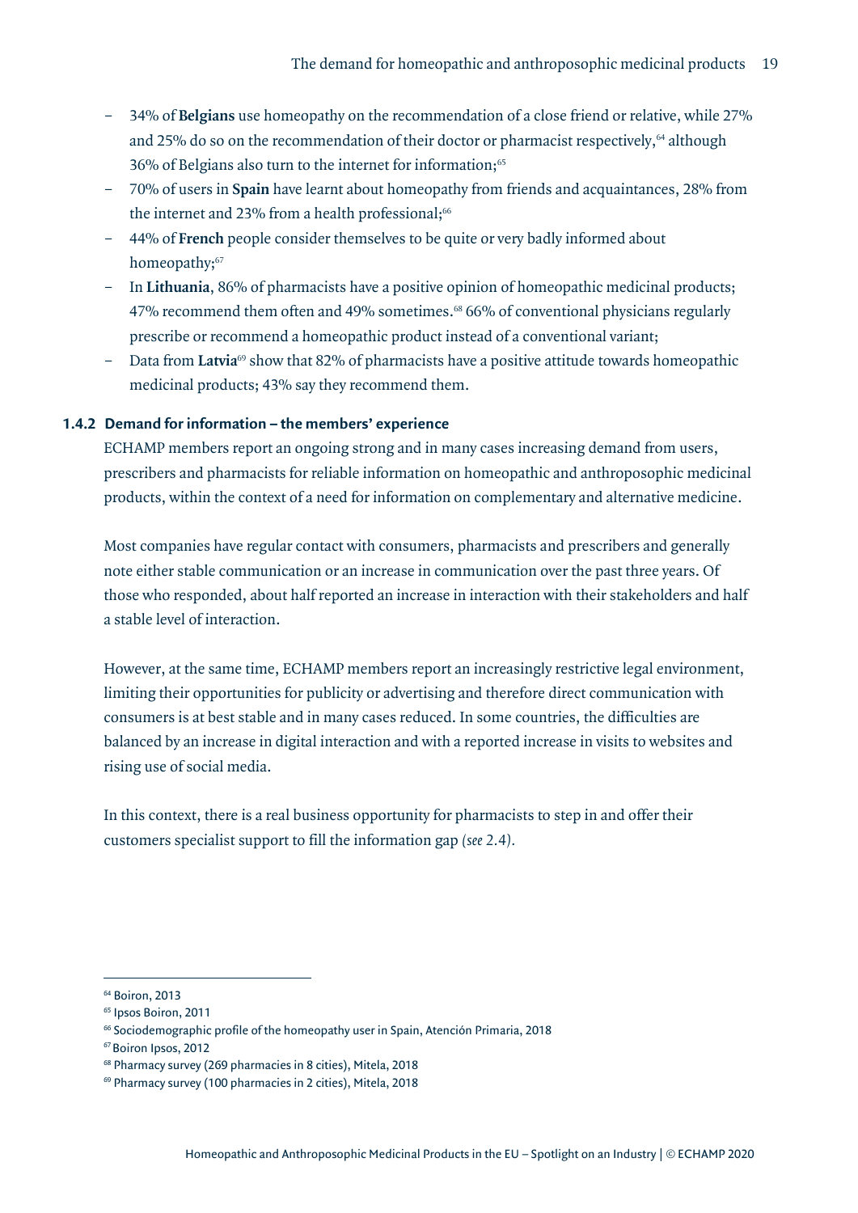- 34% of **Belgians** use homeopathy on the recommendation of a close friend or relative, while 27% and 25% do so on the recommendation of their doctor or pharmacist respectively,[64] although 36% of Belgians also turn to the internet for information;[65]
- 70% of users in **Spain** have learnt about homeopathy from friends and acquaintances, 28% from the internet and 23% from a health professional;[66]
- 44% of **French** people consider themselves to be quite or very badly informed about homeopathy;[67]
- In **Lithuania**, 86% of pharmacists have a positive opinion of homeopathic medicinal products; 47% recommend them often and 49% sometimes.[68] 66% of conventional physicians regularly prescribe or recommend a homeopathic product instead of a conventional variant;
- Data from **Latvia**[69] show that 82% of pharmacists have a positive attitude towards homeopathic medicinal products; 43% say they recommend them.

### 1.4.2 Demand for information – the members' experience

ECHAMP members report an ongoing strong and in many cases increasing demand from users, prescribers and pharmacists for reliable information on homeopathic and anthroposophic medicinal products, within the context of a need for information on complementary and alternative medicine.

Most companies have regular contact with consumers, pharmacists and prescribers and generally note either stable communication or an increase in communication over the past three years. Of those who responded, about half reported an increase in interaction with their stakeholders and half a stable level of interaction.

However, at the same time, ECHAMP members report an increasingly restrictive legal environment, limiting their opportunities for publicity or advertising and therefore direct communication with consumers is at best stable and in many cases reduced. In some countries, the difficulties are balanced by an increase in digital interaction and with a reported increase in visits to websites and rising use of social media.

In this context, there is a real business opportunity for pharmacists to step in and offer their customers specialist support to fill the information gap *(see 2.4)*.

---

[64] Boiron, 2013
[65] Ipsos Boiron, 2011
[66] Sociodemographic profile of the homeopathy user in Spain, Atención Primaria, 2018
[67] Boiron Ipsos, 2012
[68] Pharmacy survey (269 pharmacies in 8 cities), Mitela, 2018
[69] Pharmacy survey (100 pharmacies in 2 cities), Mitela, 2018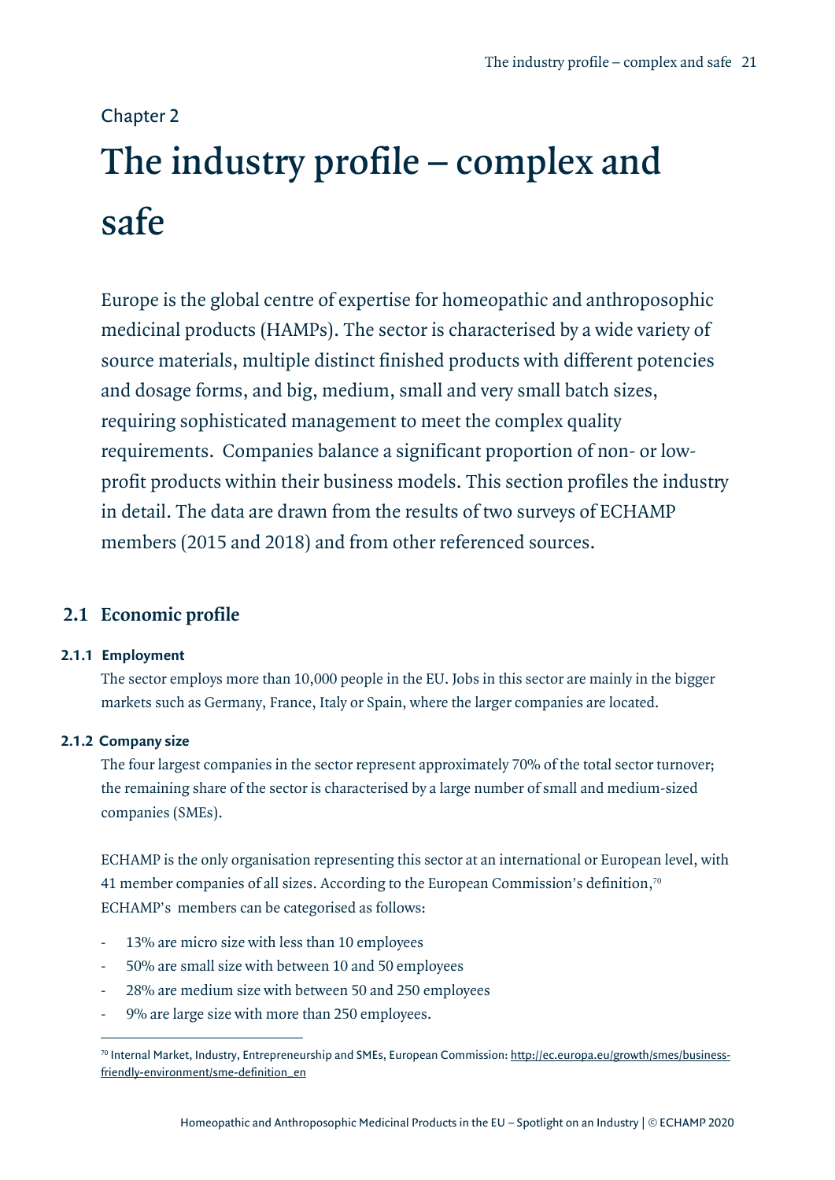Chapter 2

# The industry profile – complex and safe

Europe is the global centre of expertise for homeopathic and anthroposophic medicinal products (HAMPs). The sector is characterised by a wide variety of source materials, multiple distinct finished products with different potencies and dosage forms, and big, medium, small and very small batch sizes, requiring sophisticated management to meet the complex quality requirements. Companies balance a significant proportion of non- or low-profit products within their business models. This section profiles the industry in detail. The data are drawn from the results of two surveys of ECHAMP members (2015 and 2018) and from other referenced sources.

## 2.1 Economic profile

### 2.1.1 Employment

The sector employs more than 10,000 people in the EU. Jobs in this sector are mainly in the bigger markets such as Germany, France, Italy or Spain, where the larger companies are located.

### 2.1.2 Company size

The four largest companies in the sector represent approximately 70% of the total sector turnover; the remaining share of the sector is characterised by a large number of small and medium-sized companies (SMEs).

ECHAMP is the only organisation representing this sector at an international or European level, with 41 member companies of all sizes. According to the European Commission's definition,[70] ECHAMP's members can be categorised as follows:

- 13% are micro size with less than 10 employees
- 50% are small size with between 10 and 50 employees
- 28% are medium size with between 50 and 250 employees
- 9% are large size with more than 250 employees.

[70] Internal Market, Industry, Entrepreneurship and SMEs, European Commission: http://ec.europa.eu/growth/smes/business-friendly-environment/sme-definition_en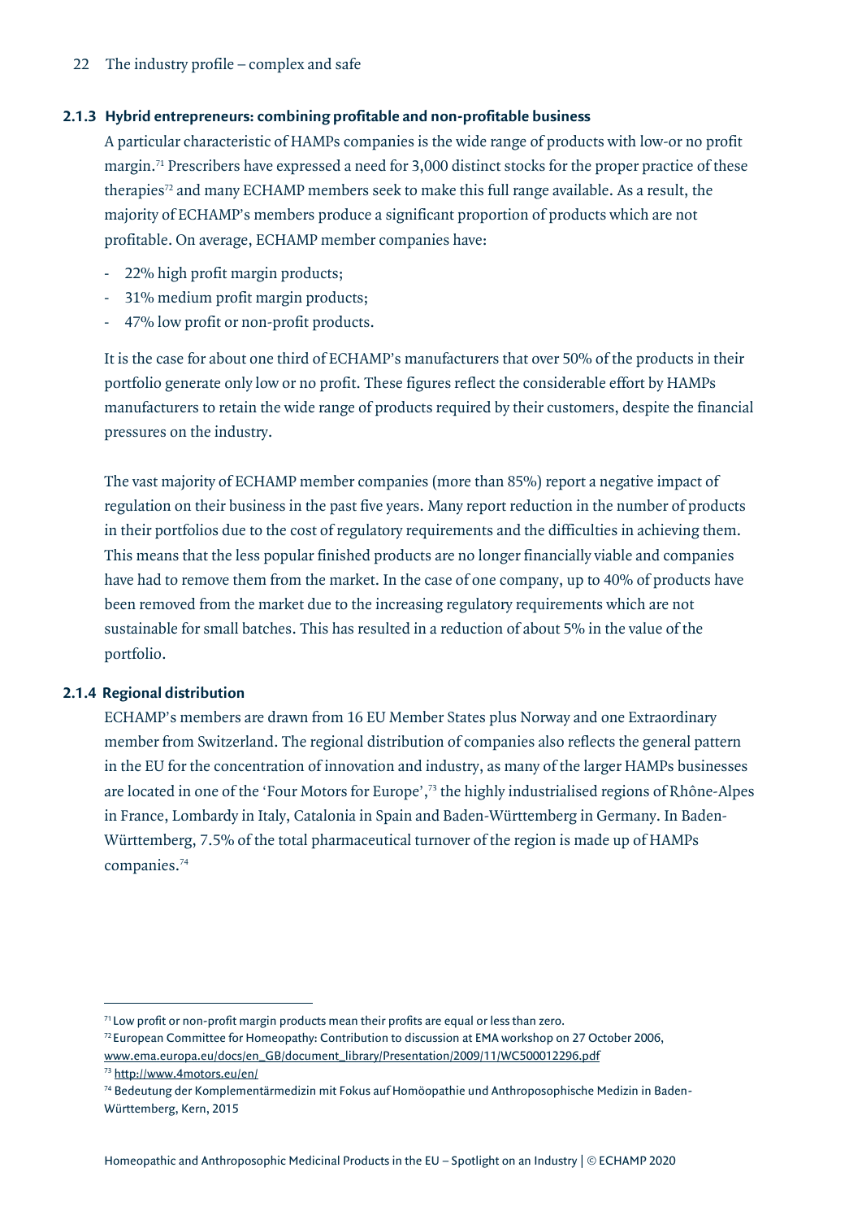### 2.1.3 Hybrid entrepreneurs: combining profitable and non-profitable business

A particular characteristic of HAMPs companies is the wide range of products with low-or no profit margin.[71] Prescribers have expressed a need for 3,000 distinct stocks for the proper practice of these therapies[72] and many ECHAMP members seek to make this full range available. As a result, the majority of ECHAMP's members produce a significant proportion of products which are not profitable. On average, ECHAMP member companies have:

- 22% high profit margin products;
- 31% medium profit margin products;
- 47% low profit or non-profit products.

It is the case for about one third of ECHAMP's manufacturers that over 50% of the products in their portfolio generate only low or no profit. These figures reflect the considerable effort by HAMPs manufacturers to retain the wide range of products required by their customers, despite the financial pressures on the industry.

The vast majority of ECHAMP member companies (more than 85%) report a negative impact of regulation on their business in the past five years. Many report reduction in the number of products in their portfolios due to the cost of regulatory requirements and the difficulties in achieving them. This means that the less popular finished products are no longer financially viable and companies have had to remove them from the market. In the case of one company, up to 40% of products have been removed from the market due to the increasing regulatory requirements which are not sustainable for small batches. This has resulted in a reduction of about 5% in the value of the portfolio.

### 2.1.4 Regional distribution

ECHAMP's members are drawn from 16 EU Member States plus Norway and one Extraordinary member from Switzerland. The regional distribution of companies also reflects the general pattern in the EU for the concentration of innovation and industry, as many of the larger HAMPs businesses are located in one of the 'Four Motors for Europe',[73] the highly industrialised regions of Rhône-Alpes in France, Lombardy in Italy, Catalonia in Spain and Baden-Württemberg in Germany. In Baden-Württemberg, 7.5% of the total pharmaceutical turnover of the region is made up of HAMPs companies.[74]

---

[71] Low profit or non-profit margin products mean their profits are equal or less than zero.

[72] European Committee for Homeopathy: Contribution to discussion at EMA workshop on 27 October 2006, www.ema.europa.eu/docs/en_GB/document_library/Presentation/2009/11/WC500012296.pdf

[73] http://www.4motors.eu/en/

[74] Bedeutung der Komplementärmedizin mit Fokus auf Homöopathie und Anthroposophische Medizin in Baden-Württemberg, Kern, 2015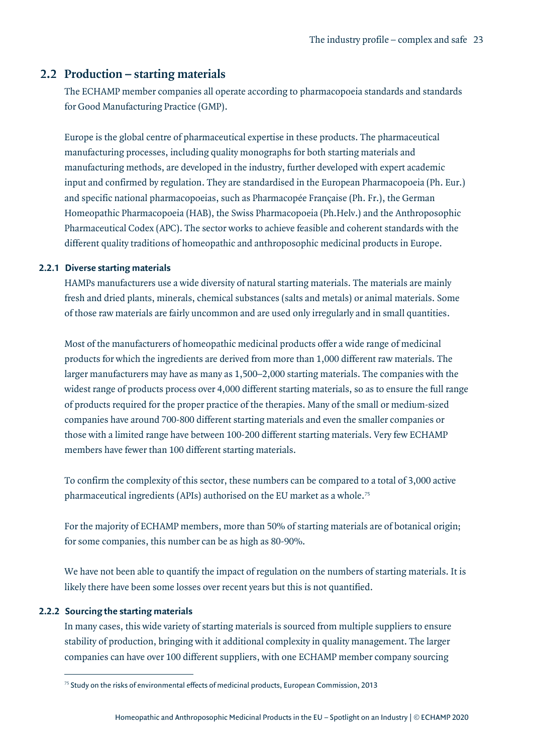## 2.2 Production – starting materials

The ECHAMP member companies all operate according to pharmacopoeia standards and standards for Good Manufacturing Practice (GMP).

Europe is the global centre of pharmaceutical expertise in these products. The pharmaceutical manufacturing processes, including quality monographs for both starting materials and manufacturing methods, are developed in the industry, further developed with expert academic input and confirmed by regulation. They are standardised in the European Pharmacopoeia (Ph. Eur.) and specific national pharmacopoeias, such as Pharmacopée Française (Ph. Fr.), the German Homeopathic Pharmacopoeia (HAB), the Swiss Pharmacopoeia (Ph.Helv.) and the Anthroposophic Pharmaceutical Codex (APC). The sector works to achieve feasible and coherent standards with the different quality traditions of homeopathic and anthroposophic medicinal products in Europe.

### 2.2.1 Diverse starting materials

HAMPs manufacturers use a wide diversity of natural starting materials. The materials are mainly fresh and dried plants, minerals, chemical substances (salts and metals) or animal materials. Some of those raw materials are fairly uncommon and are used only irregularly and in small quantities.

Most of the manufacturers of homeopathic medicinal products offer a wide range of medicinal products for which the ingredients are derived from more than 1,000 different raw materials. The larger manufacturers may have as many as 1,500–2,000 starting materials. The companies with the widest range of products process over 4,000 different starting materials, so as to ensure the full range of products required for the proper practice of the therapies. Many of the small or medium-sized companies have around 700-800 different starting materials and even the smaller companies or those with a limited range have between 100-200 different starting materials. Very few ECHAMP members have fewer than 100 different starting materials.

To confirm the complexity of this sector, these numbers can be compared to a total of 3,000 active pharmaceutical ingredients (APIs) authorised on the EU market as a whole.[75]

For the majority of ECHAMP members, more than 50% of starting materials are of botanical origin; for some companies, this number can be as high as 80-90%.

We have not been able to quantify the impact of regulation on the numbers of starting materials. It is likely there have been some losses over recent years but this is not quantified.

### 2.2.2 Sourcing the starting materials

In many cases, this wide variety of starting materials is sourced from multiple suppliers to ensure stability of production, bringing with it additional complexity in quality management. The larger companies can have over 100 different suppliers, with one ECHAMP member company sourcing

---

[75] Study on the risks of environmental effects of medicinal products, European Commission, 2013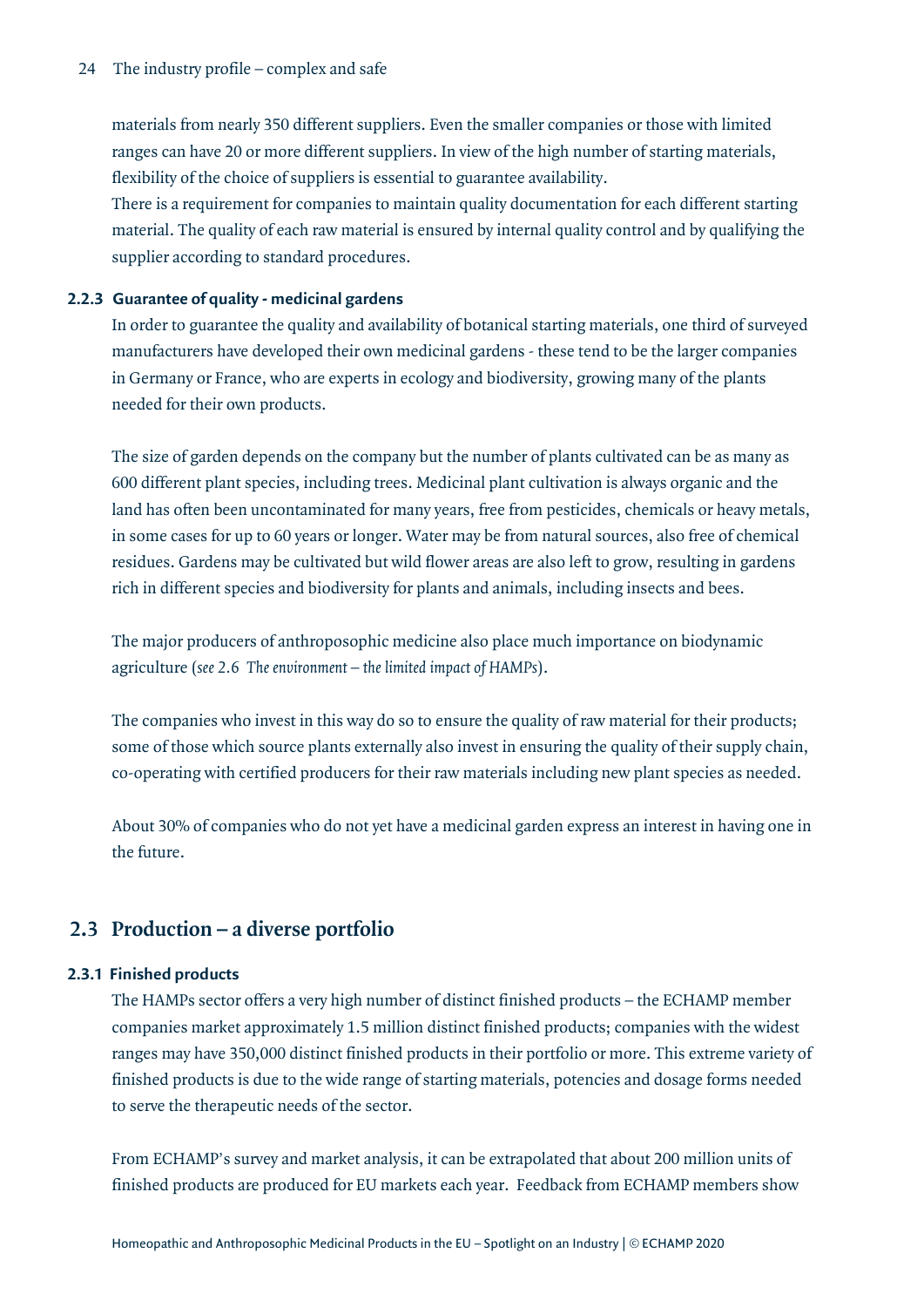materials from nearly 350 different suppliers. Even the smaller companies or those with limited ranges can have 20 or more different suppliers. In view of the high number of starting materials, flexibility of the choice of suppliers is essential to guarantee availability.
There is a requirement for companies to maintain quality documentation for each different starting material. The quality of each raw material is ensured by internal quality control and by qualifying the supplier according to standard procedures.

### 2.2.3 Guarantee of quality - medicinal gardens

In order to guarantee the quality and availability of botanical starting materials, one third of surveyed manufacturers have developed their own medicinal gardens - these tend to be the larger companies in Germany or France, who are experts in ecology and biodiversity, growing many of the plants needed for their own products.

The size of garden depends on the company but the number of plants cultivated can be as many as 600 different plant species, including trees. Medicinal plant cultivation is always organic and the land has often been uncontaminated for many years, free from pesticides, chemicals or heavy metals, in some cases for up to 60 years or longer. Water may be from natural sources, also free of chemical residues. Gardens may be cultivated but wild flower areas are also left to grow, resulting in gardens rich in different species and biodiversity for plants and animals, including insects and bees.

The major producers of anthroposophic medicine also place much importance on biodynamic agriculture (*see 2.6 The environment – the limited impact of HAMPs*).

The companies who invest in this way do so to ensure the quality of raw material for their products; some of those which source plants externally also invest in ensuring the quality of their supply chain, co-operating with certified producers for their raw materials including new plant species as needed.

About 30% of companies who do not yet have a medicinal garden express an interest in having one in the future.

## 2.3 Production – a diverse portfolio

### 2.3.1 Finished products

The HAMPs sector offers a very high number of distinct finished products – the ECHAMP member companies market approximately 1.5 million distinct finished products; companies with the widest ranges may have 350,000 distinct finished products in their portfolio or more. This extreme variety of finished products is due to the wide range of starting materials, potencies and dosage forms needed to serve the therapeutic needs of the sector.

From ECHAMP's survey and market analysis, it can be extrapolated that about 200 million units of finished products are produced for EU markets each year. Feedback from ECHAMP members show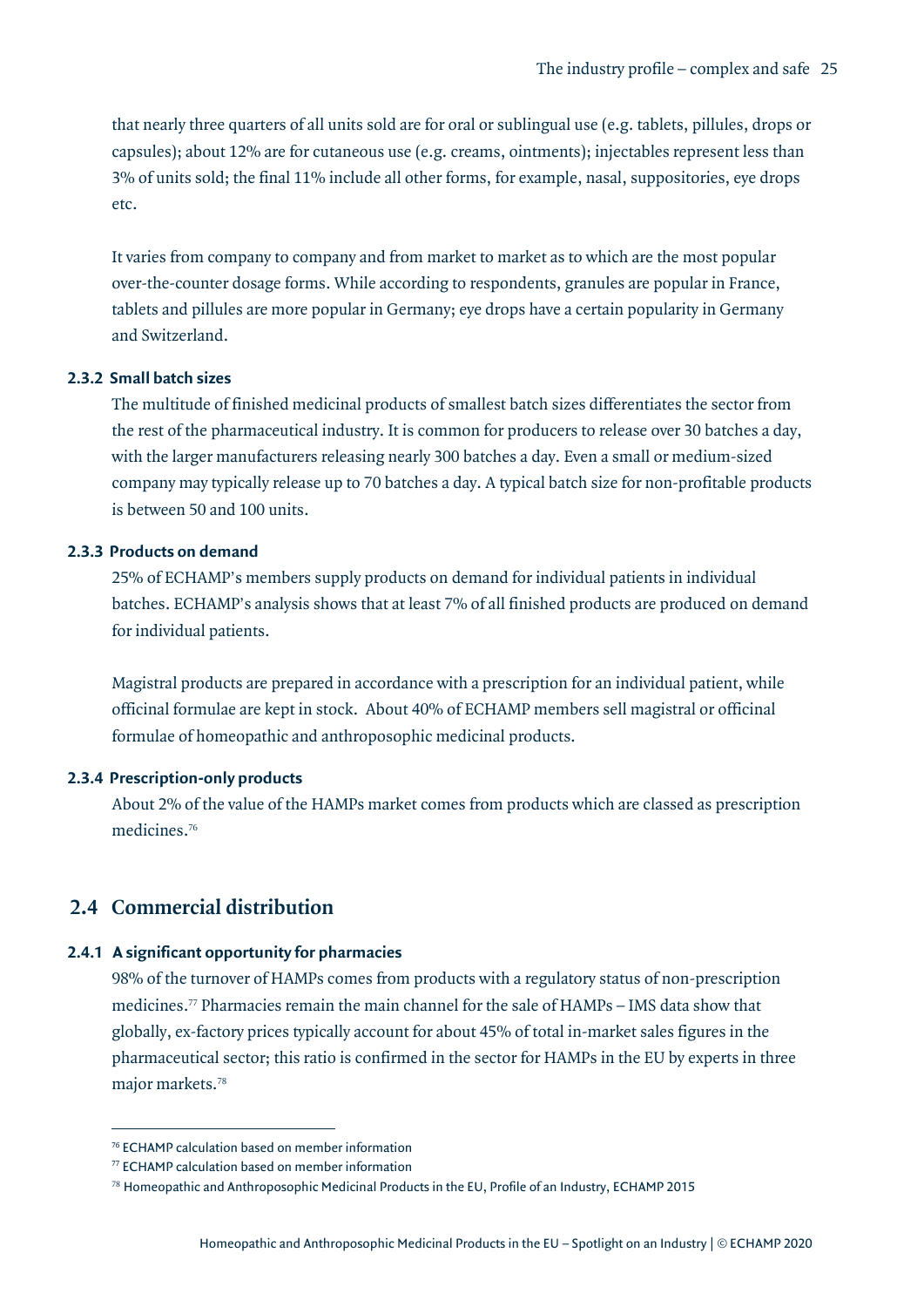that nearly three quarters of all units sold are for oral or sublingual use (e.g. tablets, pillules, drops or capsules); about 12% are for cutaneous use (e.g. creams, ointments); injectables represent less than 3% of units sold; the final 11% include all other forms, for example, nasal, suppositories, eye drops etc.

It varies from company to company and from market to market as to which are the most popular over-the-counter dosage forms. While according to respondents, granules are popular in France, tablets and pillules are more popular in Germany; eye drops have a certain popularity in Germany and Switzerland.

#### 2.3.2 Small batch sizes

The multitude of finished medicinal products of smallest batch sizes differentiates the sector from the rest of the pharmaceutical industry. It is common for producers to release over 30 batches a day, with the larger manufacturers releasing nearly 300 batches a day. Even a small or medium-sized company may typically release up to 70 batches a day. A typical batch size for non-profitable products is between 50 and 100 units.

#### 2.3.3 Products on demand

25% of ECHAMP's members supply products on demand for individual patients in individual batches. ECHAMP's analysis shows that at least 7% of all finished products are produced on demand for individual patients.

Magistral products are prepared in accordance with a prescription for an individual patient, while officinal formulae are kept in stock. About 40% of ECHAMP members sell magistral or officinal formulae of homeopathic and anthroposophic medicinal products.

#### 2.3.4 Prescription-only products

About 2% of the value of the HAMPs market comes from products which are classed as prescription medicines.[76]

## 2.4 Commercial distribution

#### 2.4.1 A significant opportunity for pharmacies

98% of the turnover of HAMPs comes from products with a regulatory status of non-prescription medicines.[77] Pharmacies remain the main channel for the sale of HAMPs – IMS data show that globally, ex-factory prices typically account for about 45% of total in-market sales figures in the pharmaceutical sector; this ratio is confirmed in the sector for HAMPs in the EU by experts in three major markets.[78]

---

[76] ECHAMP calculation based on member information

[77] ECHAMP calculation based on member information

[78] Homeopathic and Anthroposophic Medicinal Products in the EU, Profile of an Industry, ECHAMP 2015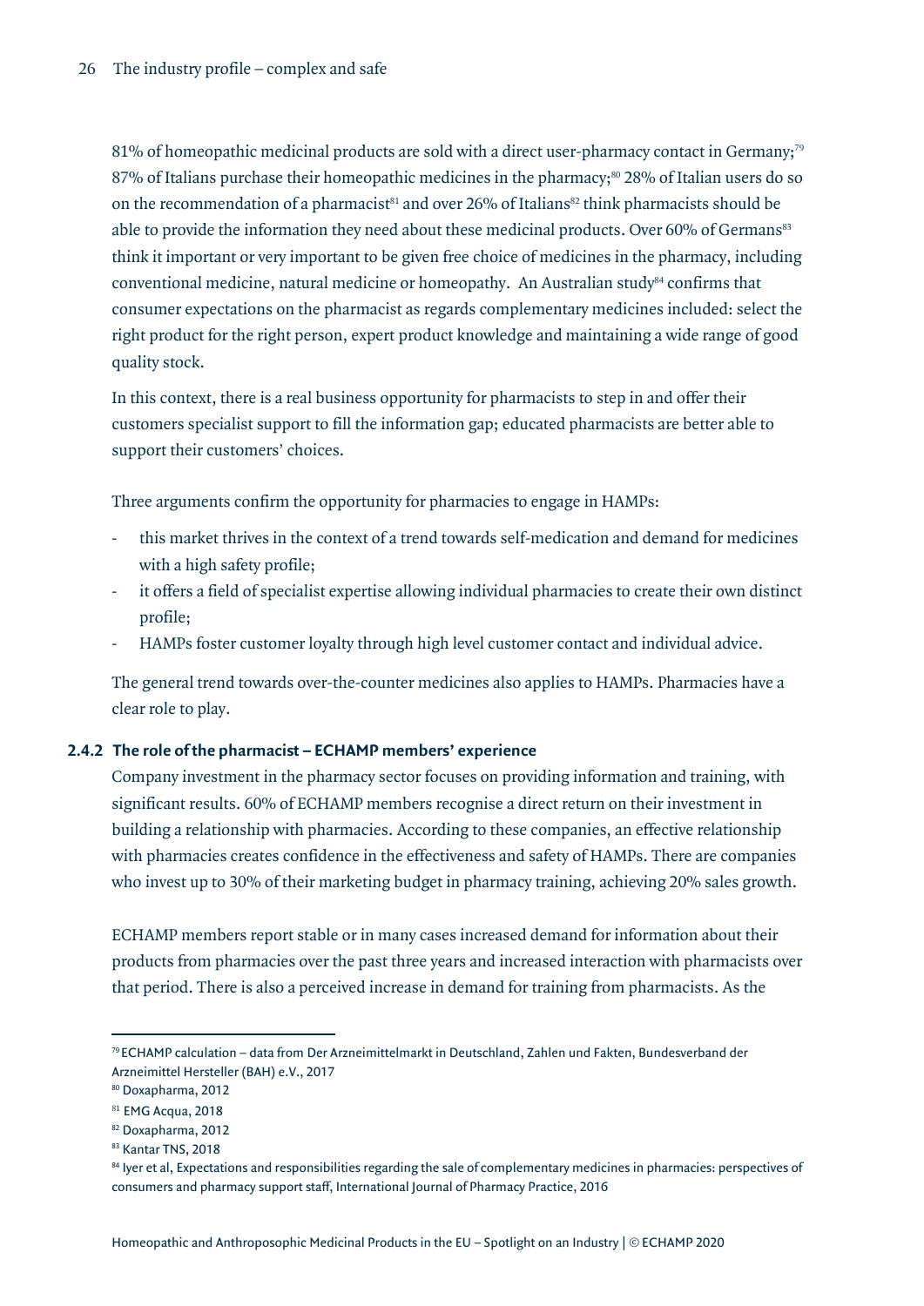81% of homeopathic medicinal products are sold with a direct user-pharmacy contact in Germany;[79] 87% of Italians purchase their homeopathic medicines in the pharmacy;[80] 28% of Italian users do so on the recommendation of a pharmacist[81] and over 26% of Italians[82] think pharmacists should be able to provide the information they need about these medicinal products. Over 60% of Germans[83] think it important or very important to be given free choice of medicines in the pharmacy, including conventional medicine, natural medicine or homeopathy. An Australian study[84] confirms that consumer expectations on the pharmacist as regards complementary medicines included: select the right product for the right person, expert product knowledge and maintaining a wide range of good quality stock.

In this context, there is a real business opportunity for pharmacists to step in and offer their customers specialist support to fill the information gap; educated pharmacists are better able to support their customers' choices.

Three arguments confirm the opportunity for pharmacies to engage in HAMPs:

- this market thrives in the context of a trend towards self-medication and demand for medicines with a high safety profile;
- it offers a field of specialist expertise allowing individual pharmacies to create their own distinct profile;
- HAMPs foster customer loyalty through high level customer contact and individual advice.

The general trend towards over-the-counter medicines also applies to HAMPs. Pharmacies have a clear role to play.

### 2.4.2 The role of the pharmacist – ECHAMP members' experience

Company investment in the pharmacy sector focuses on providing information and training, with significant results. 60% of ECHAMP members recognise a direct return on their investment in building a relationship with pharmacies. According to these companies, an effective relationship with pharmacies creates confidence in the effectiveness and safety of HAMPs. There are companies who invest up to 30% of their marketing budget in pharmacy training, achieving 20% sales growth.

ECHAMP members report stable or in many cases increased demand for information about their products from pharmacies over the past three years and increased interaction with pharmacists over that period. There is also a perceived increase in demand for training from pharmacists. As the

---

[79] ECHAMP calculation – data from Der Arzneimittelmarkt in Deutschland, Zahlen und Fakten, Bundesverband der Arzneimittel Hersteller (BAH) e.V., 2017

[80] Doxapharma, 2012

[81] EMG Acqua, 2018

[82] Doxapharma, 2012

[83] Kantar TNS, 2018

[84] Iyer et al, Expectations and responsibilities regarding the sale of complementary medicines in pharmacies: perspectives of consumers and pharmacy support staff, International Journal of Pharmacy Practice, 2016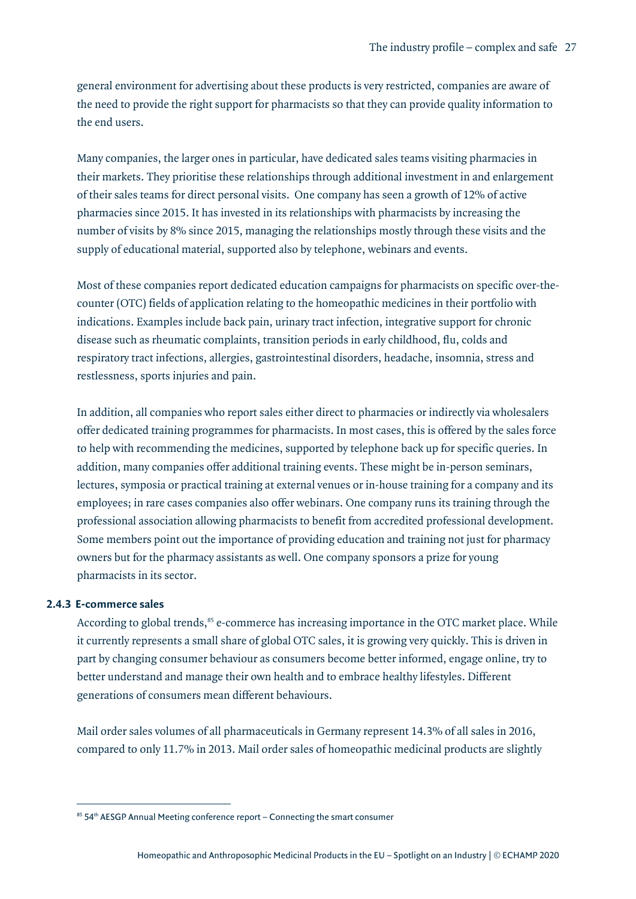general environment for advertising about these products is very restricted, companies are aware of the need to provide the right support for pharmacists so that they can provide quality information to the end users.

Many companies, the larger ones in particular, have dedicated sales teams visiting pharmacies in their markets. They prioritise these relationships through additional investment in and enlargement of their sales teams for direct personal visits. One company has seen a growth of 12% of active pharmacies since 2015. It has invested in its relationships with pharmacists by increasing the number of visits by 8% since 2015, managing the relationships mostly through these visits and the supply of educational material, supported also by telephone, webinars and events.

Most of these companies report dedicated education campaigns for pharmacists on specific over-the-counter (OTC) fields of application relating to the homeopathic medicines in their portfolio with indications. Examples include back pain, urinary tract infection, integrative support for chronic disease such as rheumatic complaints, transition periods in early childhood, flu, colds and respiratory tract infections, allergies, gastrointestinal disorders, headache, insomnia, stress and restlessness, sports injuries and pain.

In addition, all companies who report sales either direct to pharmacies or indirectly via wholesalers offer dedicated training programmes for pharmacists. In most cases, this is offered by the sales force to help with recommending the medicines, supported by telephone back up for specific queries. In addition, many companies offer additional training events. These might be in-person seminars, lectures, symposia or practical training at external venues or in-house training for a company and its employees; in rare cases companies also offer webinars. One company runs its training through the professional association allowing pharmacists to benefit from accredited professional development. Some members point out the importance of providing education and training not just for pharmacy owners but for the pharmacy assistants as well. One company sponsors a prize for young pharmacists in its sector.

### 2.4.3 E-commerce sales

According to global trends,[85] e-commerce has increasing importance in the OTC market place. While it currently represents a small share of global OTC sales, it is growing very quickly. This is driven in part by changing consumer behaviour as consumers become better informed, engage online, try to better understand and manage their own health and to embrace healthy lifestyles. Different generations of consumers mean different behaviours.

Mail order sales volumes of all pharmaceuticals in Germany represent 14.3% of all sales in 2016, compared to only 11.7% in 2013. Mail order sales of homeopathic medicinal products are slightly

[85] 54th AESGP Annual Meeting conference report – Connecting the smart consumer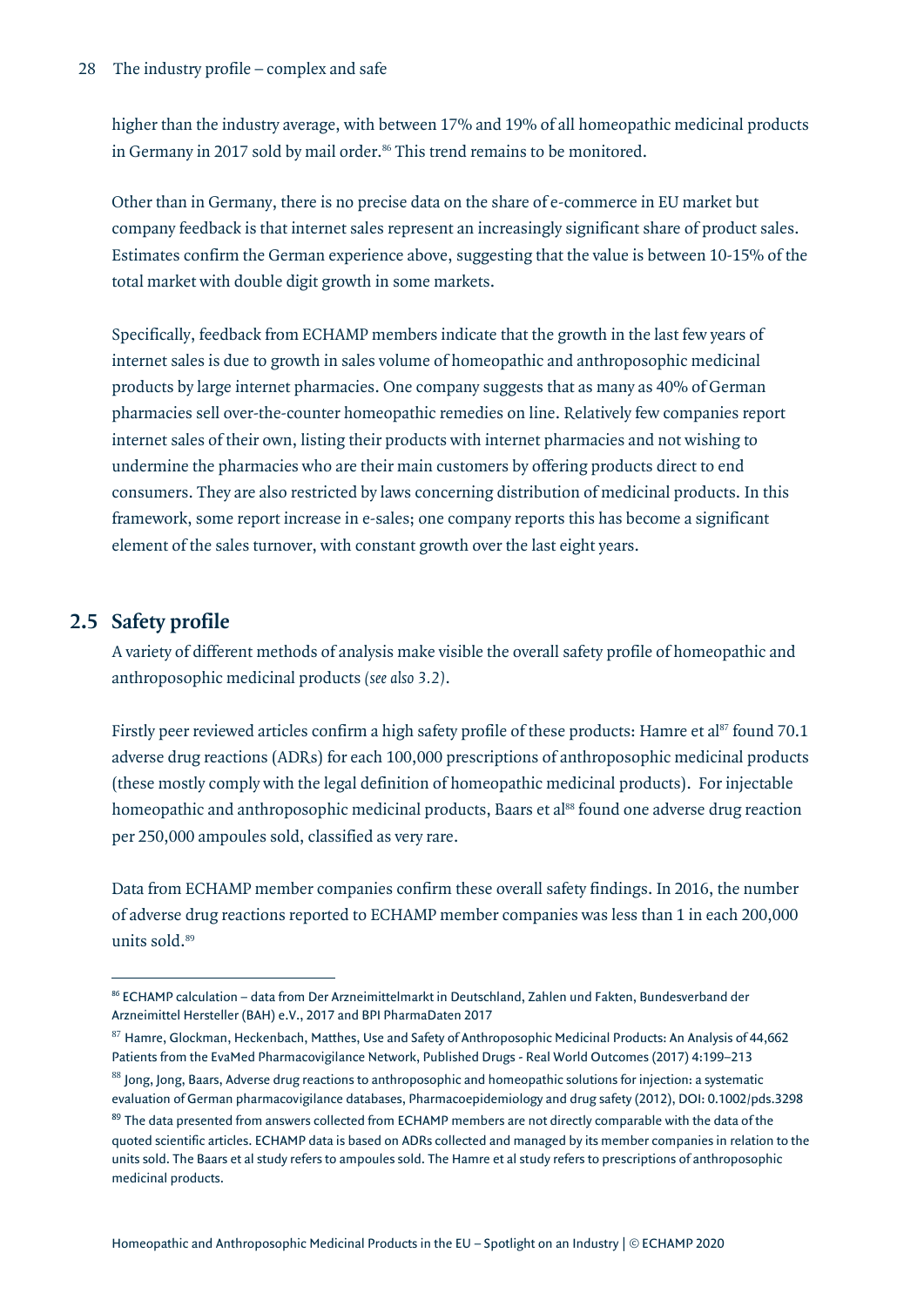higher than the industry average, with between 17% and 19% of all homeopathic medicinal products in Germany in 2017 sold by mail order.[86] This trend remains to be monitored.

Other than in Germany, there is no precise data on the share of e-commerce in EU market but company feedback is that internet sales represent an increasingly significant share of product sales. Estimates confirm the German experience above, suggesting that the value is between 10-15% of the total market with double digit growth in some markets.

Specifically, feedback from ECHAMP members indicate that the growth in the last few years of internet sales is due to growth in sales volume of homeopathic and anthroposophic medicinal products by large internet pharmacies. One company suggests that as many as 40% of German pharmacies sell over-the-counter homeopathic remedies on line. Relatively few companies report internet sales of their own, listing their products with internet pharmacies and not wishing to undermine the pharmacies who are their main customers by offering products direct to end consumers. They are also restricted by laws concerning distribution of medicinal products. In this framework, some report increase in e-sales; one company reports this has become a significant element of the sales turnover, with constant growth over the last eight years.

## 2.5 Safety profile

A variety of different methods of analysis make visible the overall safety profile of homeopathic and anthroposophic medicinal products *(see also* 3.2).

Firstly peer reviewed articles confirm a high safety profile of these products: Hamre et al[87] found 70.1 adverse drug reactions (ADRs) for each 100,000 prescriptions of anthroposophic medicinal products (these mostly comply with the legal definition of homeopathic medicinal products). For injectable homeopathic and anthroposophic medicinal products, Baars et al[88] found one adverse drug reaction per 250,000 ampoules sold, classified as very rare.

Data from ECHAMP member companies confirm these overall safety findings. In 2016, the number of adverse drug reactions reported to ECHAMP member companies was less than 1 in each 200,000 units sold.[89]

---

[86] ECHAMP calculation – data from Der Arzneimittelmarkt in Deutschland, Zahlen und Fakten, Bundesverband der Arzneimittel Hersteller (BAH) e.V., 2017 and BPI PharmaDaten 2017

[87] Hamre, Glockman, Heckenbach, Matthes, Use and Safety of Anthroposophic Medicinal Products: An Analysis of 44,662 Patients from the EvaMed Pharmacovigilance Network, Published Drugs - Real World Outcomes (2017) 4:199–213

[88] Jong, Jong, Baars, Adverse drug reactions to anthroposophic and homeopathic solutions for injection: a systematic evaluation of German pharmacovigilance databases, Pharmacoepidemiology and drug safety (2012), DOI: 0.1002/pds.3298

[89] The data presented from answers collected from ECHAMP members are not directly comparable with the data of the quoted scientific articles. ECHAMP data is based on ADRs collected and managed by its member companies in relation to the units sold. The Baars et al study refers to ampoules sold. The Hamre et al study refers to prescriptions of anthroposophic medicinal products.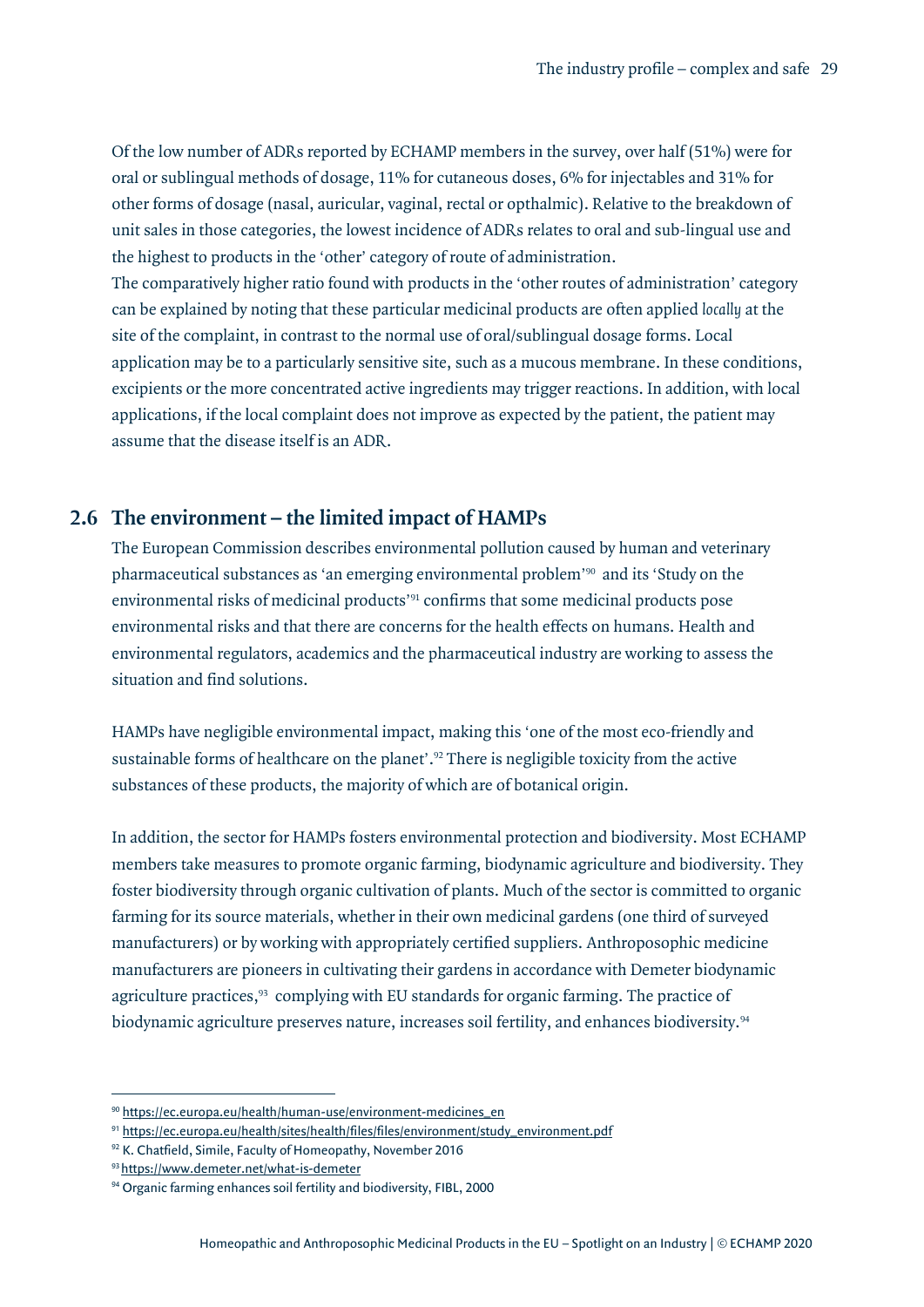Of the low number of ADRs reported by ECHAMP members in the survey, over half (51%) were for oral or sublingual methods of dosage, 11% for cutaneous doses, 6% for injectables and 31% for other forms of dosage (nasal, auricular, vaginal, rectal or opthalmic). Relative to the breakdown of unit sales in those categories, the lowest incidence of ADRs relates to oral and sub-lingual use and the highest to products in the 'other' category of route of administration.

The comparatively higher ratio found with products in the 'other routes of administration' category can be explained by noting that these particular medicinal products are often applied *locally* at the site of the complaint, in contrast to the normal use of oral/sublingual dosage forms. Local application may be to a particularly sensitive site, such as a mucous membrane. In these conditions, excipients or the more concentrated active ingredients may trigger reactions. In addition, with local applications, if the local complaint does not improve as expected by the patient, the patient may assume that the disease itself is an ADR.

## 2.6 The environment – the limited impact of HAMPs

The European Commission describes environmental pollution caused by human and veterinary pharmaceutical substances as 'an emerging environmental problem'[90] and its 'Study on the environmental risks of medicinal products'[91] confirms that some medicinal products pose environmental risks and that there are concerns for the health effects on humans. Health and environmental regulators, academics and the pharmaceutical industry are working to assess the situation and find solutions.

HAMPs have negligible environmental impact, making this 'one of the most eco-friendly and sustainable forms of healthcare on the planet'.[92] There is negligible toxicity from the active substances of these products, the majority of which are of botanical origin.

In addition, the sector for HAMPs fosters environmental protection and biodiversity. Most ECHAMP members take measures to promote organic farming, biodynamic agriculture and biodiversity. They foster biodiversity through organic cultivation of plants. Much of the sector is committed to organic farming for its source materials, whether in their own medicinal gardens (one third of surveyed manufacturers) or by working with appropriately certified suppliers. Anthroposophic medicine manufacturers are pioneers in cultivating their gardens in accordance with Demeter biodynamic agriculture practices,[93] complying with EU standards for organic farming. The practice of biodynamic agriculture preserves nature, increases soil fertility, and enhances biodiversity.[94]

---

[90] https://ec.europa.eu/health/human-use/environment-medicines_en

[91] https://ec.europa.eu/health/sites/health/files/files/environment/study_environment.pdf

[92] K. Chatfield, Simile, Faculty of Homeopathy, November 2016

[93] https://www.demeter.net/what-is-demeter

[94] Organic farming enhances soil fertility and biodiversity, FIBL, 2000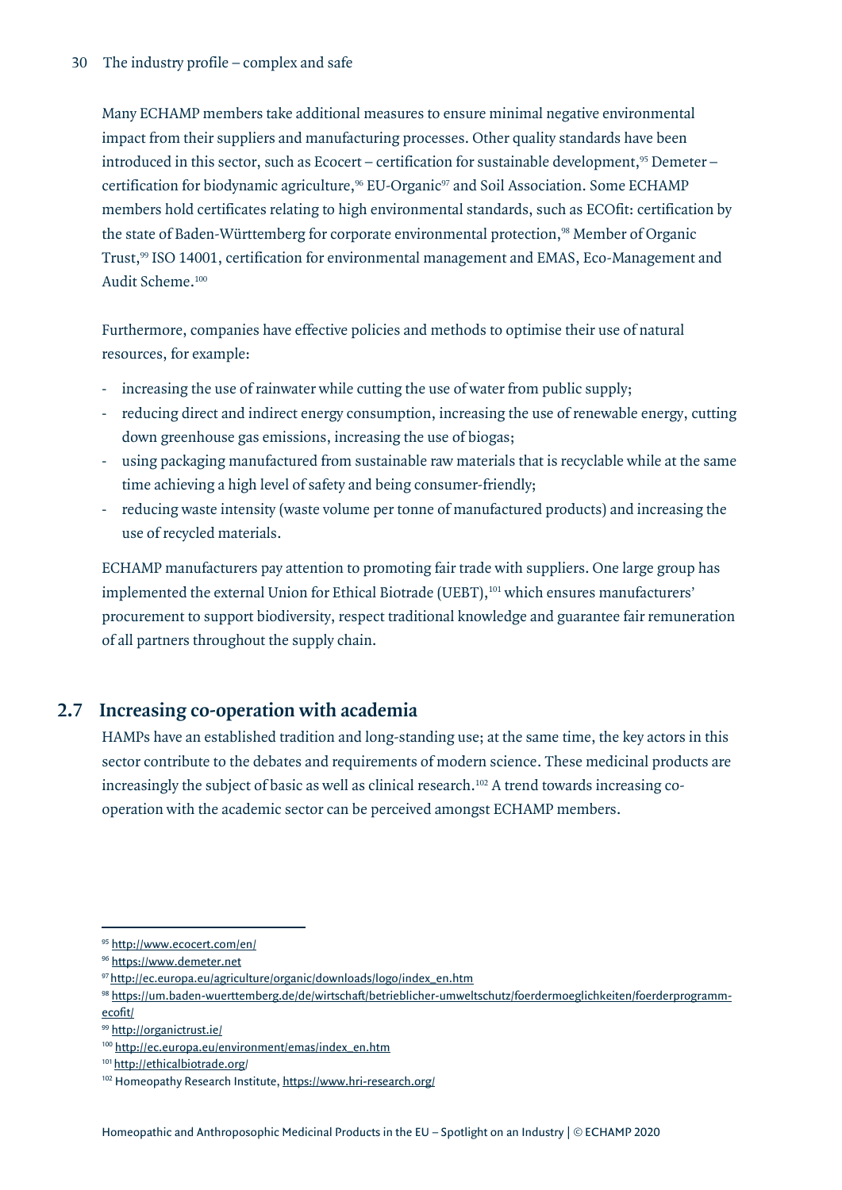Many ECHAMP members take additional measures to ensure minimal negative environmental impact from their suppliers and manufacturing processes. Other quality standards have been introduced in this sector, such as Ecocert – certification for sustainable development,[95] Demeter – certification for biodynamic agriculture,[96] EU-Organic[97] and Soil Association. Some ECHAMP members hold certificates relating to high environmental standards, such as ECOfit: certification by the state of Baden-Württemberg for corporate environmental protection,[98] Member of Organic Trust,[99] ISO 14001, certification for environmental management and EMAS, Eco-Management and Audit Scheme.[100]

Furthermore, companies have effective policies and methods to optimise their use of natural resources, for example:

- increasing the use of rainwater while cutting the use of water from public supply;
- reducing direct and indirect energy consumption, increasing the use of renewable energy, cutting down greenhouse gas emissions, increasing the use of biogas;
- using packaging manufactured from sustainable raw materials that is recyclable while at the same time achieving a high level of safety and being consumer-friendly;
- reducing waste intensity (waste volume per tonne of manufactured products) and increasing the use of recycled materials.

ECHAMP manufacturers pay attention to promoting fair trade with suppliers. One large group has implemented the external Union for Ethical Biotrade (UEBT),[101] which ensures manufacturers' procurement to support biodiversity, respect traditional knowledge and guarantee fair remuneration of all partners throughout the supply chain.

## 2.7 Increasing co-operation with academia

HAMPs have an established tradition and long-standing use; at the same time, the key actors in this sector contribute to the debates and requirements of modern science. These medicinal products are increasingly the subject of basic as well as clinical research.[102] A trend towards increasing co-operation with the academic sector can be perceived amongst ECHAMP members.

---

[95] http://www.ecocert.com/en/

[96] https://www.demeter.net

[97] http://ec.europa.eu/agriculture/organic/downloads/logo/index_en.htm

[98] https://um.baden-wuerttemberg.de/de/wirtschaft/betrieblicher-umweltschutz/foerdermoeglichkeiten/foerderprogramm-ecofit/

[99] http://organictrust.ie/

[100] http://ec.europa.eu/environment/emas/index_en.htm

[101] http://ethicalbiotrade.org/

[102] Homeopathy Research Institute, https://www.hri-research.org/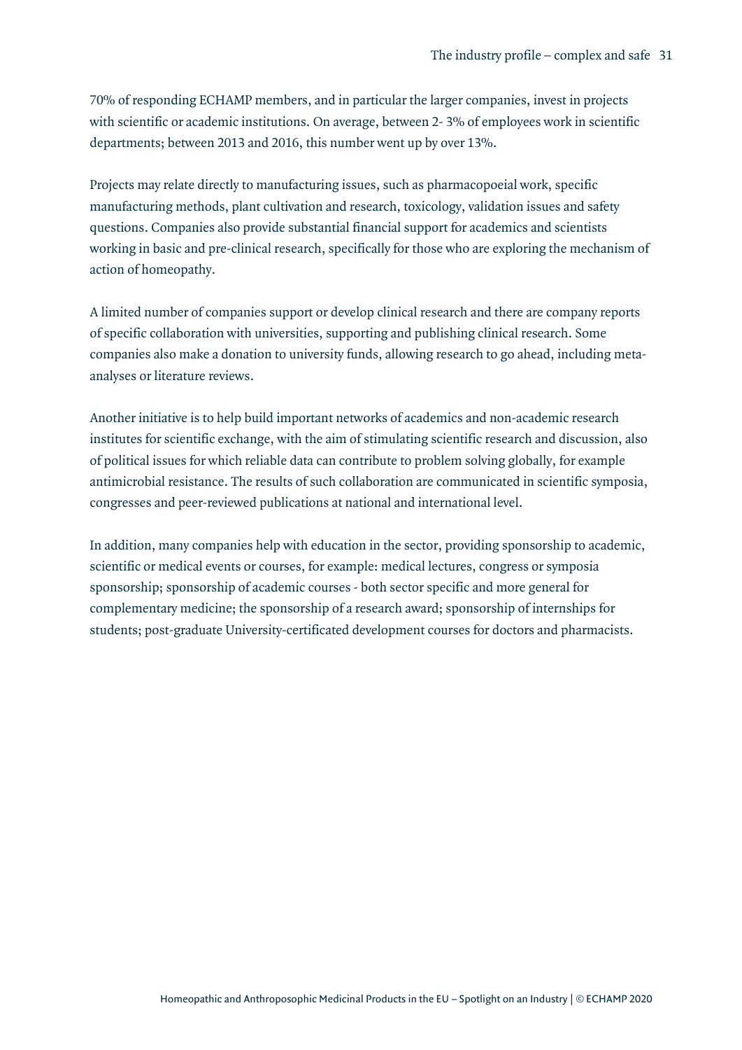70% of responding ECHAMP members, and in particular the larger companies, invest in projects with scientific or academic institutions. On average, between 2- 3% of employees work in scientific departments; between 2013 and 2016, this number went up by over 13%.

Projects may relate directly to manufacturing issues, such as pharmacopoeial work, specific manufacturing methods, plant cultivation and research, toxicology, validation issues and safety questions. Companies also provide substantial financial support for academics and scientists working in basic and pre-clinical research, specifically for those who are exploring the mechanism of action of homeopathy.

A limited number of companies support or develop clinical research and there are company reports of specific collaboration with universities, supporting and publishing clinical research. Some companies also make a donation to university funds, allowing research to go ahead, including meta-analyses or literature reviews.

Another initiative is to help build important networks of academics and non-academic research institutes for scientific exchange, with the aim of stimulating scientific research and discussion, also of political issues for which reliable data can contribute to problem solving globally, for example antimicrobial resistance. The results of such collaboration are communicated in scientific symposia, congresses and peer-reviewed publications at national and international level.

In addition, many companies help with education in the sector, providing sponsorship to academic, scientific or medical events or courses, for example: medical lectures, congress or symposia sponsorship; sponsorship of academic courses - both sector specific and more general for complementary medicine; the sponsorship of a research award; sponsorship of internships for students; post-graduate University-certificated development courses for doctors and pharmacists.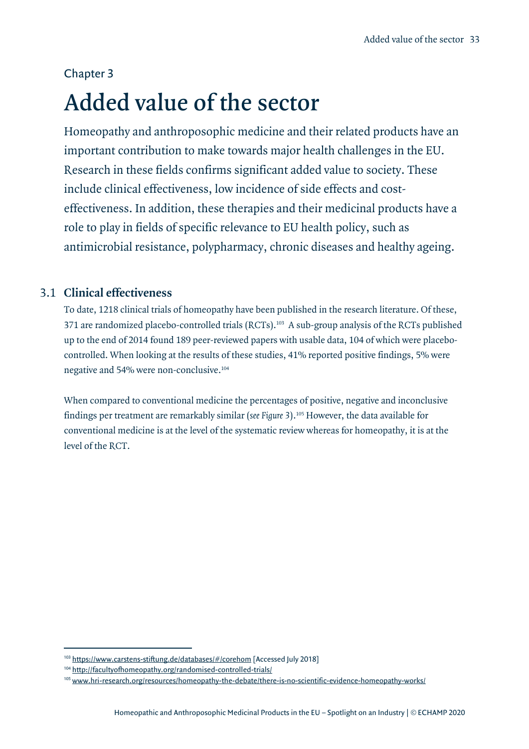Chapter 3

# Added value of the sector

Homeopathy and anthroposophic medicine and their related products have an important contribution to make towards major health challenges in the EU. Research in these fields confirms significant added value to society. These include clinical effectiveness, low incidence of side effects and cost-effectiveness. In addition, these therapies and their medicinal products have a role to play in fields of specific relevance to EU health policy, such as antimicrobial resistance, polypharmacy, chronic diseases and healthy ageing.

## 3.1 Clinical effectiveness

To date, 1218 clinical trials of homeopathy have been published in the research literature. Of these, 371 are randomized placebo-controlled trials (RCTs).[103] A sub-group analysis of the RCTs published up to the end of 2014 found 189 peer-reviewed papers with usable data, 104 of which were placebo-controlled. When looking at the results of these studies, 41% reported positive findings, 5% were negative and 54% were non-conclusive.[104]

When compared to conventional medicine the percentages of positive, negative and inconclusive findings per treatment are remarkably similar (*see Figure 3*).[105] However, the data available for conventional medicine is at the level of the systematic review whereas for homeopathy, it is at the level of the RCT.

---

[103] https://www.carstens-stiftung.de/databases/#/corehom [Accessed July 2018]

[104] http://facultyofhomeopathy.org/randomised-controlled-trials/

[105] www.hri-research.org/resources/homeopathy-the-debate/there-is-no-scientific-evidence-homeopathy-works/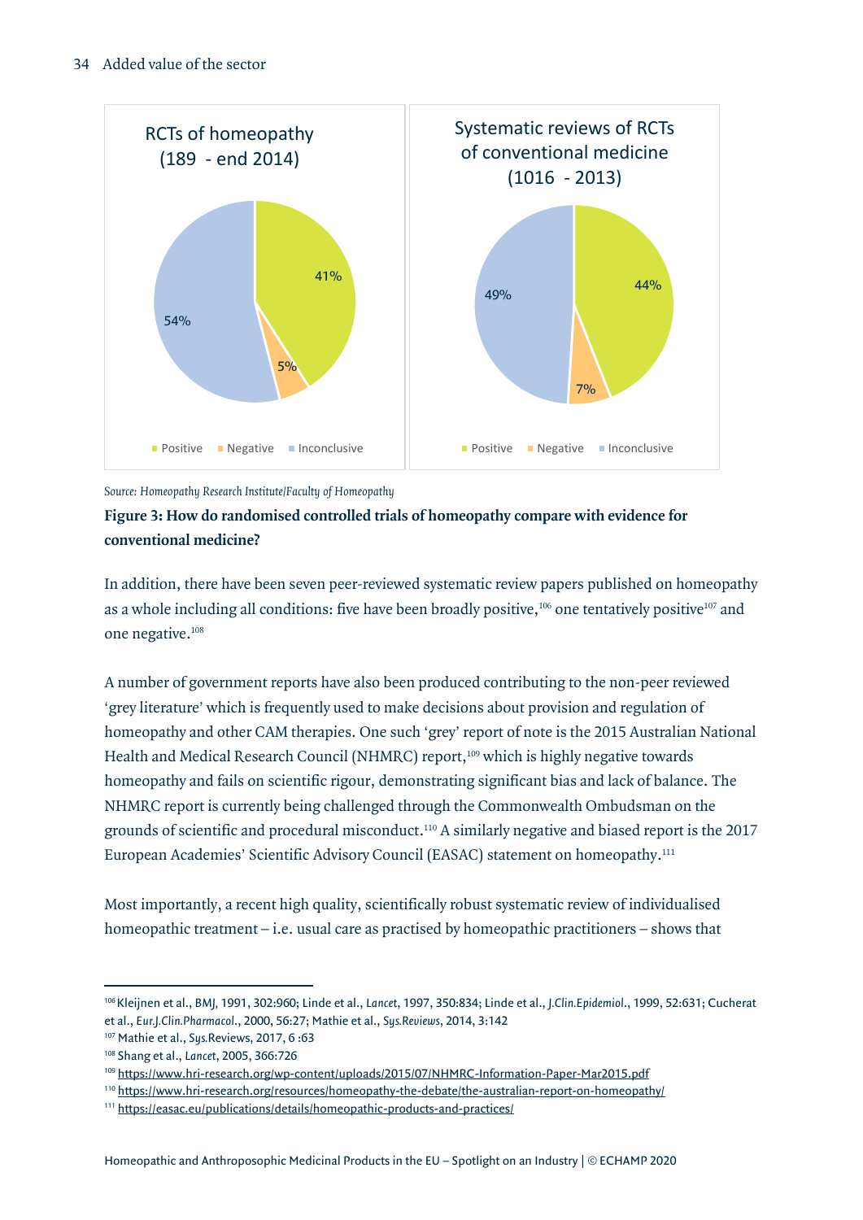**RCTs of homeopathy (189 - end 2014)**

- Positive: 41%
- Negative: 5%
- Inconclusive: 54%

**Systematic reviews of RCTs of conventional medicine (1016 - 2013)**

- Positive: 44%
- Negative: 7%
- Inconclusive: 49%

*Source: Homeopathy Research Institute/Faculty of Homeopathy*

**Figure 3: How do randomised controlled trials of homeopathy compare with evidence for conventional medicine?**

In addition, there have been seven peer-reviewed systematic review papers published on homeopathy as a whole including all conditions: five have been broadly positive,[106] one tentatively positive[107] and one negative.[108]

A number of government reports have also been produced contributing to the non-peer reviewed 'grey literature' which is frequently used to make decisions about provision and regulation of homeopathy and other CAM therapies. One such 'grey' report of note is the 2015 Australian National Health and Medical Research Council (NHMRC) report,[109] which is highly negative towards homeopathy and fails on scientific rigour, demonstrating significant bias and lack of balance. The NHMRC report is currently being challenged through the Commonwealth Ombudsman on the grounds of scientific and procedural misconduct.[110] A similarly negative and biased report is the 2017 European Academies' Scientific Advisory Council (EASAC) statement on homeopathy.[111]

Most importantly, a recent high quality, scientifically robust systematic review of individualised homeopathic treatment – i.e. usual care as practised by homeopathic practitioners – shows that

---

[106] Kleijnen et al., *BMJ*, 1991, 302:960; Linde et al., *Lancet*, 1997, 350:834; Linde et al., *J.Clin.Epidemiol.*, 1999, 52:631; Cucherat et al., *Eur.J.Clin.Pharmacol.*, 2000, 56:27; Mathie et al., *Sys.Reviews*, 2014, 3:142

[107] Mathie et al., *Sys.*Reviews, 2017, 6 :63

[108] Shang et al., *Lancet*, 2005, 366:726

[109] https://www.hri-research.org/wp-content/uploads/2015/07/NHMRC-Information-Paper-Mar2015.pdf

[110] https://www.hri-research.org/resources/homeopathy-the-debate/the-australian-report-on-homeopathy/

[111] https://easac.eu/publications/details/homeopathic-products-and-practices/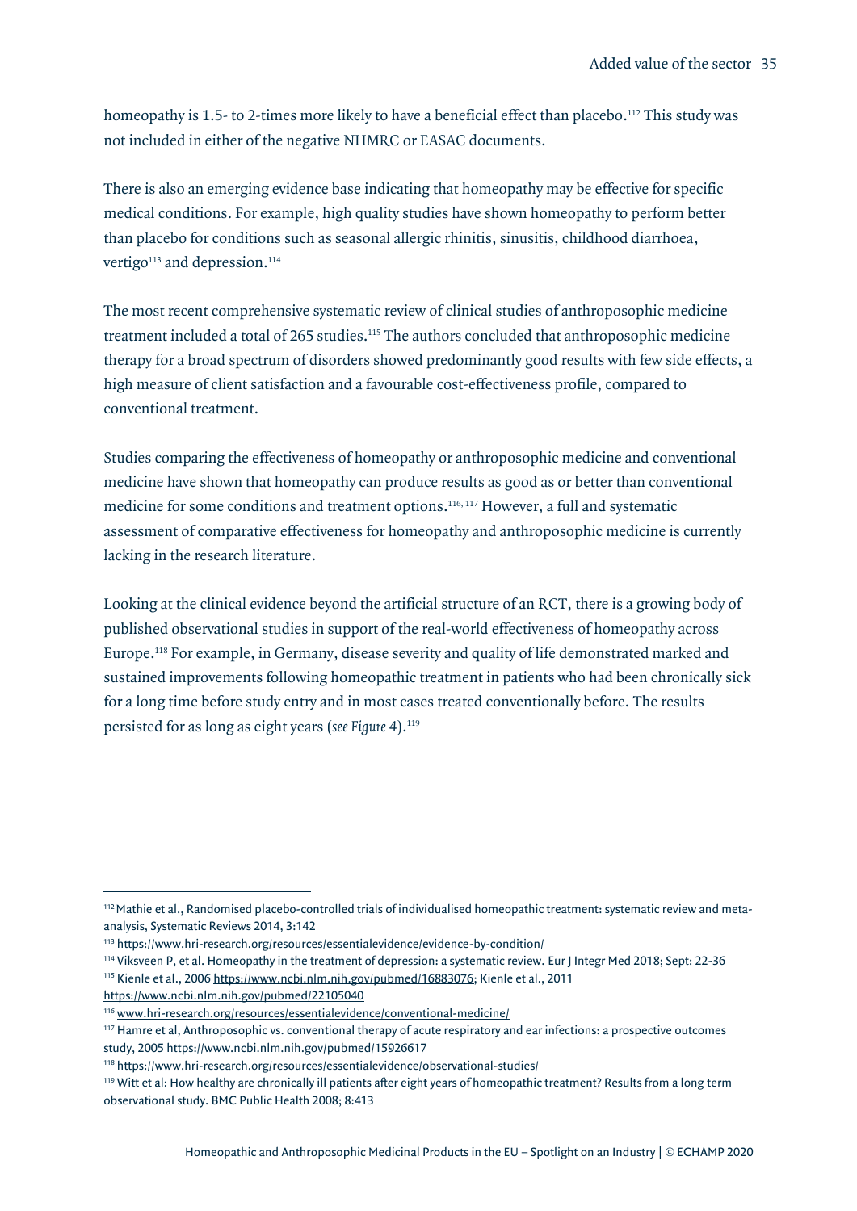homeopathy is 1.5- to 2-times more likely to have a beneficial effect than placebo.[112] This study was not included in either of the negative NHMRC or EASAC documents.

There is also an emerging evidence base indicating that homeopathy may be effective for specific medical conditions. For example, high quality studies have shown homeopathy to perform better than placebo for conditions such as seasonal allergic rhinitis, sinusitis, childhood diarrhoea, vertigo[113] and depression.[114]

The most recent comprehensive systematic review of clinical studies of anthroposophic medicine treatment included a total of 265 studies.[115] The authors concluded that anthroposophic medicine therapy for a broad spectrum of disorders showed predominantly good results with few side effects, a high measure of client satisfaction and a favourable cost-effectiveness profile, compared to conventional treatment.

Studies comparing the effectiveness of homeopathy or anthroposophic medicine and conventional medicine have shown that homeopathy can produce results as good as or better than conventional medicine for some conditions and treatment options.[116, 117] However, a full and systematic assessment of comparative effectiveness for homeopathy and anthroposophic medicine is currently lacking in the research literature.

Looking at the clinical evidence beyond the artificial structure of an RCT, there is a growing body of published observational studies in support of the real-world effectiveness of homeopathy across Europe.[118] For example, in Germany, disease severity and quality of life demonstrated marked and sustained improvements following homeopathic treatment in patients who had been chronically sick for a long time before study entry and in most cases treated conventionally before. The results persisted for as long as eight years (*see Figure* 4).[119]

---

[112] Mathie et al., Randomised placebo-controlled trials of individualised homeopathic treatment: systematic review and meta-analysis, Systematic Reviews 2014, 3:142

[113] https://www.hri-research.org/resources/essentialevidence/evidence-by-condition/

[114] Viksveen P, et al. Homeopathy in the treatment of depression: a systematic review. Eur J Integr Med 2018; Sept: 22-36

[115] Kienle et al., 2006 https://www.ncbi.nlm.nih.gov/pubmed/16883076; Kienle et al., 2011 https://www.ncbi.nlm.nih.gov/pubmed/22105040

[116] www.hri-research.org/resources/essentialevidence/conventional-medicine/

[117] Hamre et al, Anthroposophic vs. conventional therapy of acute respiratory and ear infections: a prospective outcomes study, 2005 https://www.ncbi.nlm.nih.gov/pubmed/15926617

[118] https://www.hri-research.org/resources/essentialevidence/observational-studies/

[119] Witt et al: How healthy are chronically ill patients after eight years of homeopathic treatment? Results from a long term observational study. BMC Public Health 2008; 8:413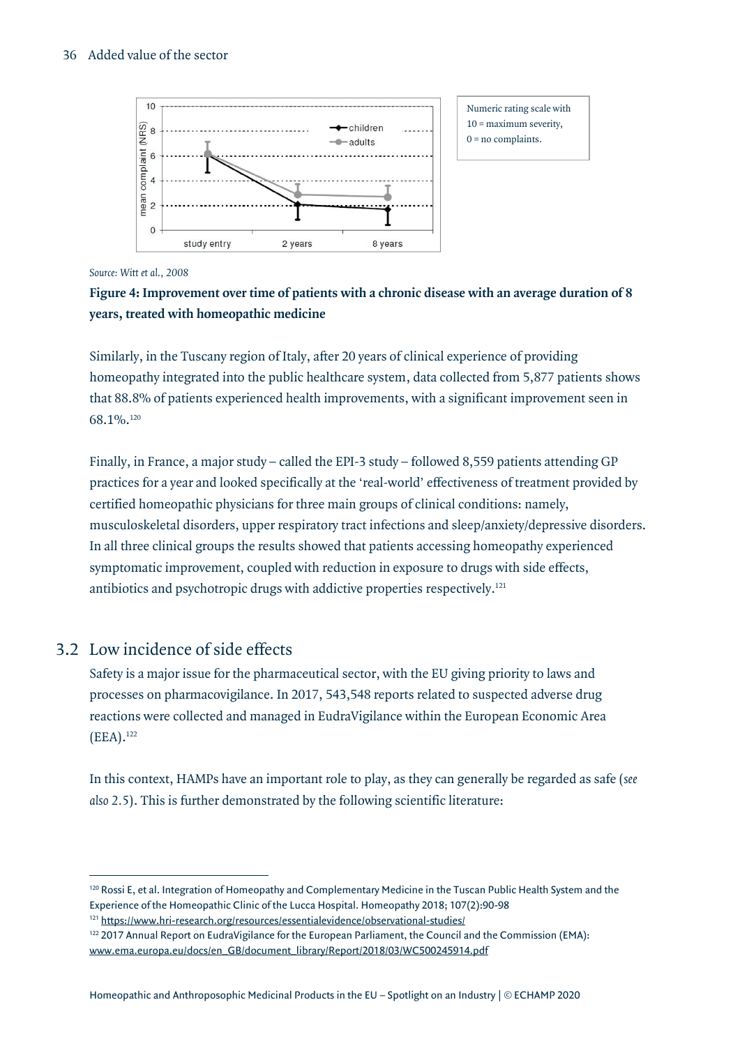Numeric rating scale with 10 = maximum severity, 0 = no complaints.

Source: *Witt et al., 2008*

**Figure 4: Improvement over time of patients with a chronic disease with an average duration of 8 years, treated with homeopathic medicine**

Similarly, in the Tuscany region of Italy, after 20 years of clinical experience of providing homeopathy integrated into the public healthcare system, data collected from 5,877 patients shows that 88.8% of patients experienced health improvements, with a significant improvement seen in 68.1%.[120]

Finally, in France, a major study – called the EPI-3 study – followed 8,559 patients attending GP practices for a year and looked specifically at the 'real-world' effectiveness of treatment provided by certified homeopathic physicians for three main groups of clinical conditions: namely, musculoskeletal disorders, upper respiratory tract infections and sleep/anxiety/depressive disorders. In all three clinical groups the results showed that patients accessing homeopathy experienced symptomatic improvement, coupled with reduction in exposure to drugs with side effects, antibiotics and psychotropic drugs with addictive properties respectively.[121]

## 3.2 Low incidence of side effects

Safety is a major issue for the pharmaceutical sector, with the EU giving priority to laws and processes on pharmacovigilance. In 2017, 543,548 reports related to suspected adverse drug reactions were collected and managed in EudraVigilance within the European Economic Area (EEA).[122]

In this context, HAMPs have an important role to play, as they can generally be regarded as safe (*see also* 2.5). This is further demonstrated by the following scientific literature:

---

[120] Rossi E, et al. Integration of Homeopathy and Complementary Medicine in the Tuscan Public Health System and the Experience of the Homeopathic Clinic of the Lucca Hospital. Homeopathy 2018; 107(2):90-98

[121] https://www.hri-research.org/resources/essentialevidence/observational-studies/

[122] 2017 Annual Report on EudraVigilance for the European Parliament, the Council and the Commission (EMA): www.ema.europa.eu/docs/en_GB/document_library/Report/2018/03/WC500245914.pdf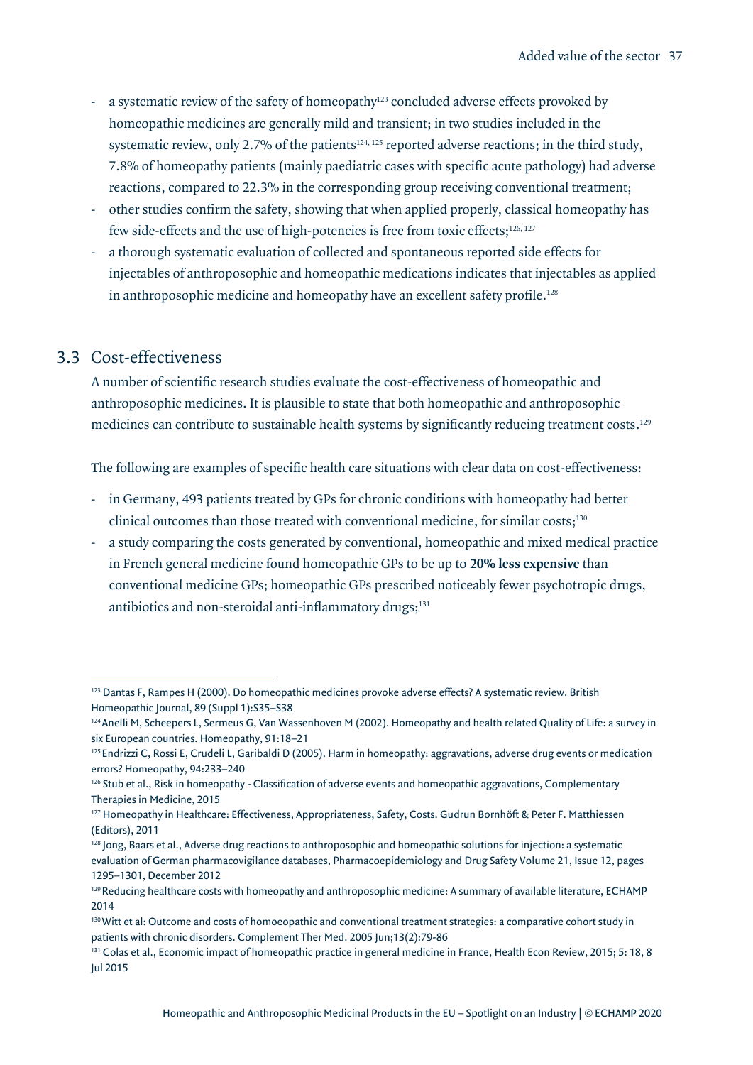- a systematic review of the safety of homeopathy[123] concluded adverse effects provoked by homeopathic medicines are generally mild and transient; in two studies included in the systematic review, only 2.7% of the patients[124, 125] reported adverse reactions; in the third study, 7.8% of homeopathy patients (mainly paediatric cases with specific acute pathology) had adverse reactions, compared to 22.3% in the corresponding group receiving conventional treatment;
- other studies confirm the safety, showing that when applied properly, classical homeopathy has few side-effects and the use of high-potencies is free from toxic effects;[126, 127]
- a thorough systematic evaluation of collected and spontaneous reported side effects for injectables of anthroposophic and homeopathic medications indicates that injectables as applied in anthroposophic medicine and homeopathy have an excellent safety profile.[128]

## 3.3 Cost-effectiveness

A number of scientific research studies evaluate the cost-effectiveness of homeopathic and anthroposophic medicines. It is plausible to state that both homeopathic and anthroposophic medicines can contribute to sustainable health systems by significantly reducing treatment costs.[129]

The following are examples of specific health care situations with clear data on cost-effectiveness:

- in Germany, 493 patients treated by GPs for chronic conditions with homeopathy had better clinical outcomes than those treated with conventional medicine, for similar costs;[130]
- a study comparing the costs generated by conventional, homeopathic and mixed medical practice in French general medicine found homeopathic GPs to be up to **20% less expensive** than conventional medicine GPs; homeopathic GPs prescribed noticeably fewer psychotropic drugs, antibiotics and non-steroidal anti-inflammatory drugs;[131]

---

[123] Dantas F, Rampes H (2000). Do homeopathic medicines provoke adverse effects? A systematic review. British Homeopathic Journal, 89 (Suppl 1):S35–S38

[124] Anelli M, Scheepers L, Sermeus G, Van Wassenhoven M (2002). Homeopathy and health related Quality of Life: a survey in six European countries. Homeopathy, 91:18–21

[125] Endrizzi C, Rossi E, Crudeli L, Garibaldi D (2005). Harm in homeopathy: aggravations, adverse drug events or medication errors? Homeopathy, 94:233–240

[126] Stub et al., Risk in homeopathy - Classification of adverse events and homeopathic aggravations, Complementary Therapies in Medicine, 2015

[127] Homeopathy in Healthcare: Effectiveness, Appropriateness, Safety, Costs. Gudrun Bornhöft & Peter F. Matthiessen (Editors), 2011

[128] Jong, Baars et al., Adverse drug reactions to anthroposophic and homeopathic solutions for injection: a systematic evaluation of German pharmacovigilance databases, Pharmacoepidemiology and Drug Safety Volume 21, Issue 12, pages 1295–1301, December 2012

[129] Reducing healthcare costs with homeopathy and anthroposophic medicine: A summary of available literature, ECHAMP 2014

[130] Witt et al: Outcome and costs of homoeopathic and conventional treatment strategies: a comparative cohort study in patients with chronic disorders. Complement Ther Med. 2005 Jun;13(2):79-86

[131] Colas et al., Economic impact of homeopathic practice in general medicine in France, Health Econ Review, 2015; 5: 18, 8 Jul 2015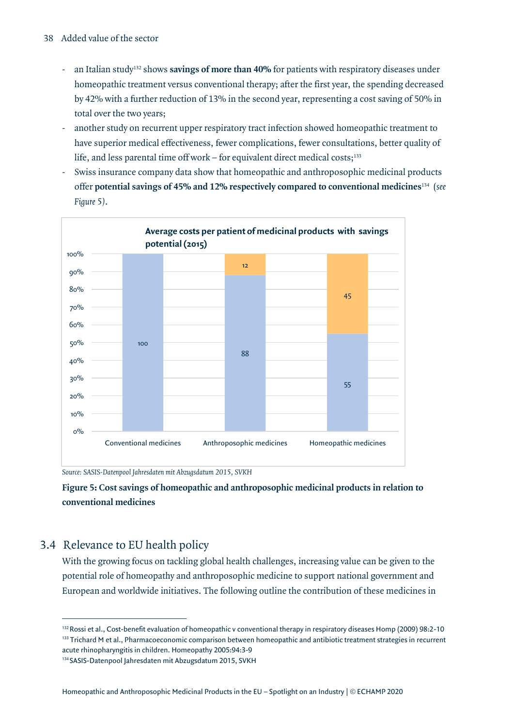- an Italian study[132] shows **savings of more than 40%** for patients with respiratory diseases under homeopathic treatment versus conventional therapy; after the first year, the spending decreased by 42% with a further reduction of 13% in the second year, representing a cost saving of 50% in total over the two years;
- another study on recurrent upper respiratory tract infection showed homeopathic treatment to have superior medical effectiveness, fewer complications, fewer consultations, better quality of life, and less parental time off work – for equivalent direct medical costs;[133]
- Swiss insurance company data show that homeopathic and anthroposophic medicinal products offer **potential savings of 45% and 12% respectively compared to conventional medicines**[134] (*see Figure 5*).

**Average costs per patient of medicinal products with savings potential (2015)**

| | Conventional medicines | Anthroposophic medicines | Homeopathic medicines |
|---|---|---|---|
| Costs | 100 | 88 | 55 |
| Savings | | 12 | 45 |

*Source: SASIS-Datenpool Jahresdaten mit Abzugsdatum 2015, SVKH*

**Figure 5: Cost savings of homeopathic and anthroposophic medicinal products in relation to conventional medicines**

## 3.4 Relevance to EU health policy

With the growing focus on tackling global health challenges, increasing value can be given to the potential role of homeopathy and anthroposophic medicine to support national government and European and worldwide initiatives. The following outline the contribution of these medicines in

---

[132] Rossi et al., Cost-benefit evaluation of homeopathic v conventional therapy in respiratory diseases Homp (2009) 98:2-10

[133] Trichard M et al., Pharmacoeconomic comparison between homeopathic and antibiotic treatment strategies in recurrent acute rhinopharyngitis in children. Homeopathy 2005:94:3-9

[134] SASIS-Datenpool Jahresdaten mit Abzugsdatum 2015, SVKH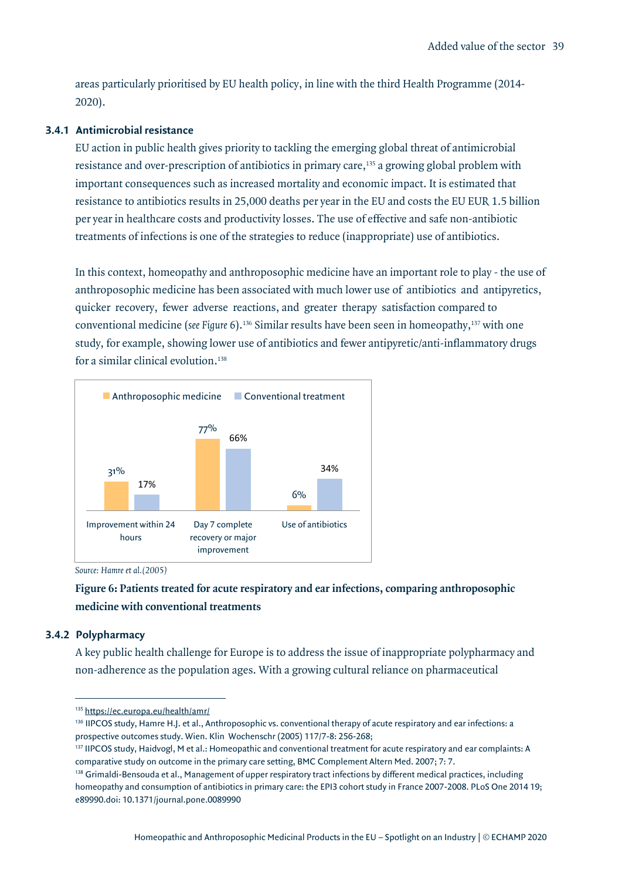areas particularly prioritised by EU health policy, in line with the third Health Programme (2014-2020).

### 3.4.1 Antimicrobial resistance

EU action in public health gives priority to tackling the emerging global threat of antimicrobial resistance and over-prescription of antibiotics in primary care,[135] a growing global problem with important consequences such as increased mortality and economic impact. It is estimated that resistance to antibiotics results in 25,000 deaths per year in the EU and costs the EU EUR 1.5 billion per year in healthcare costs and productivity losses. The use of effective and safe non-antibiotic treatments of infections is one of the strategies to reduce (inappropriate) use of antibiotics.

In this context, homeopathy and anthroposophic medicine have an important role to play - the use of anthroposophic medicine has been associated with much lower use of antibiotics and antipyretics, quicker recovery, fewer adverse reactions, and greater therapy satisfaction compared to conventional medicine (*see Figure 6*).[136] Similar results have been seen in homeopathy,[137] with one study, for example, showing lower use of antibiotics and fewer antipyretic/anti-inflammatory drugs for a similar clinical evolution.[138]

| | Anthroposophic medicine | Conventional treatment |
|---|---|---|
| Improvement within 24 hours | 31% | 17% |
| Day 7 complete recovery or major improvement | 77% | 66% |
| Use of antibiotics | 6% | 34% |

*Source: Hamre et al.(2005)*

**Figure 6: Patients treated for acute respiratory and ear infections, comparing anthroposophic medicine with conventional treatments**

### 3.4.2 Polypharmacy

A key public health challenge for Europe is to address the issue of inappropriate polypharmacy and non-adherence as the population ages. With a growing cultural reliance on pharmaceutical

---

[135] https://ec.europa.eu/health/amr/

[136] IIPCOS study, Hamre H.J. et al., Anthroposophic vs. conventional therapy of acute respiratory and ear infections: a prospective outcomes study. Wien. Klin Wochenschr (2005) 117/7-8: 256-268;

[137] IIPCOS study, Haidvogl, M et al.: Homeopathic and conventional treatment for acute respiratory and ear complaints: A comparative study on outcome in the primary care setting, BMC Complement Altern Med. 2007; 7: 7.

[138] Grimaldi-Bensouda et al., Management of upper respiratory tract infections by different medical practices, including homeopathy and consumption of antibiotics in primary care: the EPI3 cohort study in France 2007-2008. PLoS One 2014 19; e89990.doi: 10.1371/journal.pone.0089990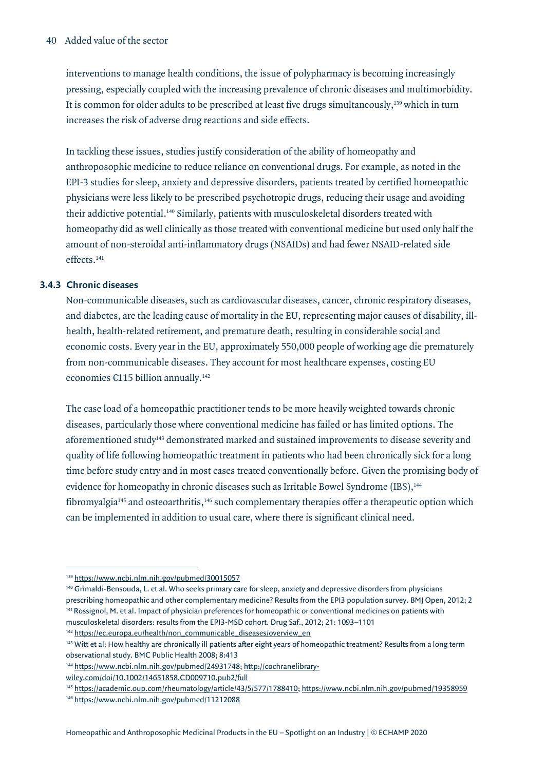interventions to manage health conditions, the issue of polypharmacy is becoming increasingly pressing, especially coupled with the increasing prevalence of chronic diseases and multimorbidity. It is common for older adults to be prescribed at least five drugs simultaneously,[139] which in turn increases the risk of adverse drug reactions and side effects.

In tackling these issues, studies justify consideration of the ability of homeopathy and anthroposophic medicine to reduce reliance on conventional drugs. For example, as noted in the EPI-3 studies for sleep, anxiety and depressive disorders, patients treated by certified homeopathic physicians were less likely to be prescribed psychotropic drugs, reducing their usage and avoiding their addictive potential.[140] Similarly, patients with musculoskeletal disorders treated with homeopathy did as well clinically as those treated with conventional medicine but used only half the amount of non-steroidal anti-inflammatory drugs (NSAIDs) and had fewer NSAID-related side effects.[141]

### 3.4.3 Chronic diseases

Non-communicable diseases, such as cardiovascular diseases, cancer, chronic respiratory diseases, and diabetes, are the leading cause of mortality in the EU, representing major causes of disability, ill-health, health-related retirement, and premature death, resulting in considerable social and economic costs. Every year in the EU, approximately 550,000 people of working age die prematurely from non-communicable diseases. They account for most healthcare expenses, costing EU economies €115 billion annually.[142]

The case load of a homeopathic practitioner tends to be more heavily weighted towards chronic diseases, particularly those where conventional medicine has failed or has limited options. The aforementioned study[143] demonstrated marked and sustained improvements to disease severity and quality of life following homeopathic treatment in patients who had been chronically sick for a long time before study entry and in most cases treated conventionally before. Given the promising body of evidence for homeopathy in chronic diseases such as Irritable Bowel Syndrome (IBS),[144] fibromyalgia[145] and osteoarthritis,[146] such complementary therapies offer a therapeutic option which can be implemented in addition to usual care, where there is significant clinical need.

---

[139] https://www.ncbi.nlm.nih.gov/pubmed/30015057

[140] Grimaldi-Bensouda, L. et al. Who seeks primary care for sleep, anxiety and depressive disorders from physicians prescribing homeopathic and other complementary medicine? Results from the EPI3 population survey. BMJ Open, 2012; 2

[141] Rossignol, M. et al. Impact of physician preferences for homeopathic or conventional medicines on patients with musculoskeletal disorders: results from the EPI3-MSD cohort. Drug Saf., 2012; 21: 1093–1101

[142] https://ec.europa.eu/health/non_communicable_diseases/overview_en

[143] Witt et al: How healthy are chronically ill patients after eight years of homeopathic treatment? Results from a long term observational study. BMC Public Health 2008; 8:413

[144] https://www.ncbi.nlm.nih.gov/pubmed/24931748; http://cochranelibrary-wiley.com/doi/10.1002/14651858.CD009710.pub2/full

[145] https://academic.oup.com/rheumatology/article/43/5/577/1788410; https://www.ncbi.nlm.nih.gov/pubmed/19358959

[146] https://www.ncbi.nlm.nih.gov/pubmed/11212088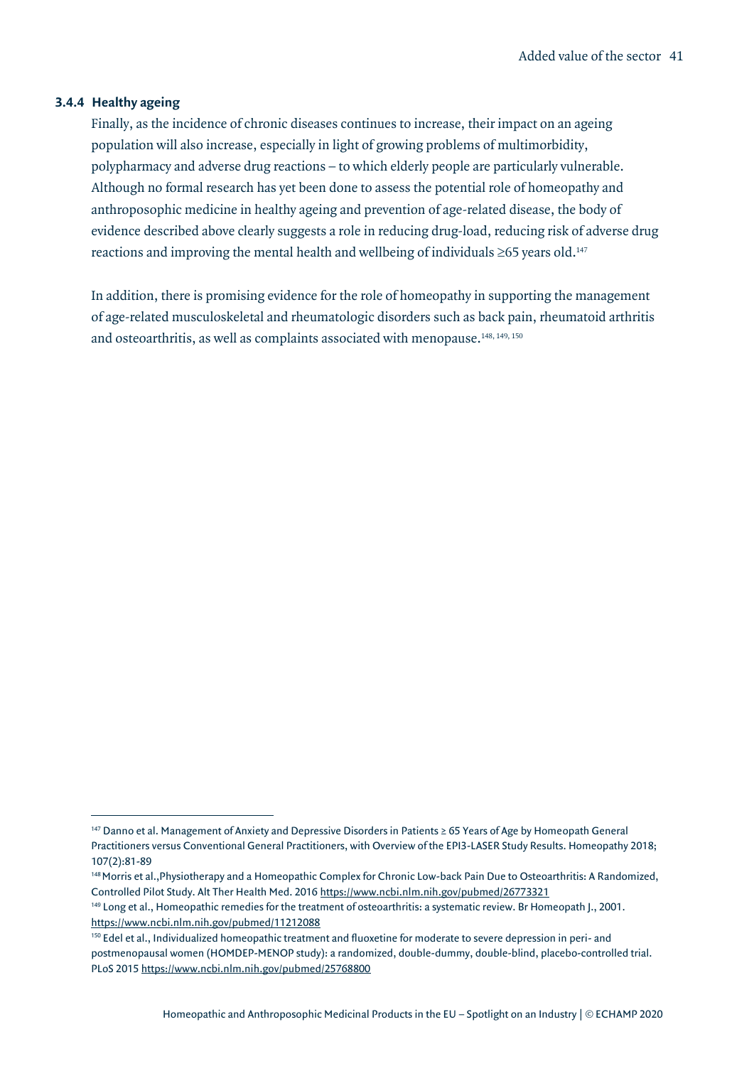### 3.4.4 Healthy ageing

Finally, as the incidence of chronic diseases continues to increase, their impact on an ageing population will also increase, especially in light of growing problems of multimorbidity, polypharmacy and adverse drug reactions – to which elderly people are particularly vulnerable. Although no formal research has yet been done to assess the potential role of homeopathy and anthroposophic medicine in healthy ageing and prevention of age-related disease, the body of evidence described above clearly suggests a role in reducing drug-load, reducing risk of adverse drug reactions and improving the mental health and wellbeing of individuals ≥65 years old.[147]

In addition, there is promising evidence for the role of homeopathy in supporting the management of age-related musculoskeletal and rheumatologic disorders such as back pain, rheumatoid arthritis and osteoarthritis, as well as complaints associated with menopause.[148, 149, 150]

---

[147] Danno et al. Management of Anxiety and Depressive Disorders in Patients ≥ 65 Years of Age by Homeopath General Practitioners versus Conventional General Practitioners, with Overview of the EPI3-LASER Study Results. Homeopathy 2018; 107(2):81-89

[148] Morris et al.,Physiotherapy and a Homeopathic Complex for Chronic Low-back Pain Due to Osteoarthritis: A Randomized, Controlled Pilot Study. Alt Ther Health Med. 2016 https://www.ncbi.nlm.nih.gov/pubmed/26773321

[149] Long et al., Homeopathic remedies for the treatment of osteoarthritis: a systematic review. Br Homeopath J., 2001. https://www.ncbi.nlm.nih.gov/pubmed/11212088

[150] Edel et al., Individualized homeopathic treatment and fluoxetine for moderate to severe depression in peri- and postmenopausal women (HOMDEP-MENOP study): a randomized, double-dummy, double-blind, placebo-controlled trial. PLoS 2015 https://www.ncbi.nlm.nih.gov/pubmed/25768800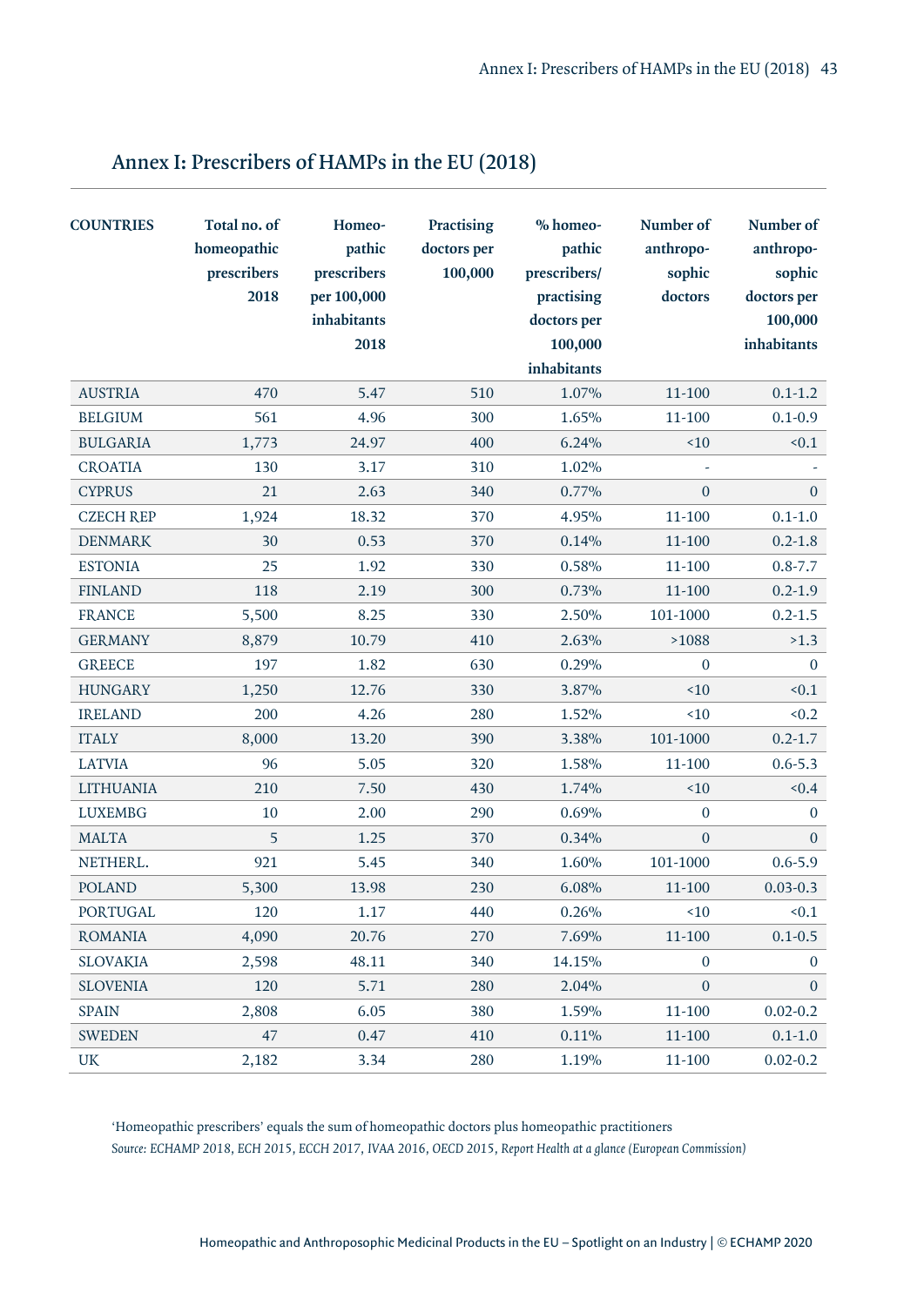# Annex I: Prescribers of HAMPs in the EU (2018)

| COUNTRIES | Total no. of homeopathic prescribers 2018 | Homeo-pathic prescribers per 100,000 inhabitants 2018 | Practising doctors per 100,000 | % homeo-pathic prescribers/ practising doctors per 100,000 inhabitants | Number of anthropo-sophic doctors | Number of anthropo-sophic doctors per 100,000 inhabitants |
|---|---|---|---|---|---|---|
| AUSTRIA | 470 | 5.47 | 510 | 1.07% | 11-100 | 0.1-1.2 |
| BELGIUM | 561 | 4.96 | 300 | 1.65% | 11-100 | 0.1-0.9 |
| BULGARIA | 1,773 | 24.97 | 400 | 6.24% | <10 | <0.1 |
| CROATIA | 130 | 3.17 | 310 | 1.02% | - | - |
| CYPRUS | 21 | 2.63 | 340 | 0.77% | 0 | 0 |
| CZECH REP | 1,924 | 18.32 | 370 | 4.95% | 11-100 | 0.1-1.0 |
| DENMARK | 30 | 0.53 | 370 | 0.14% | 11-100 | 0.2-1.8 |
| ESTONIA | 25 | 1.92 | 330 | 0.58% | 11-100 | 0.8-7.7 |
| FINLAND | 118 | 2.19 | 300 | 0.73% | 11-100 | 0.2-1.9 |
| FRANCE | 5,500 | 8.25 | 330 | 2.50% | 101-1000 | 0.2-1.5 |
| GERMANY | 8,879 | 10.79 | 410 | 2.63% | >1088 | >1.3 |
| GREECE | 197 | 1.82 | 630 | 0.29% | 0 | 0 |
| HUNGARY | 1,250 | 12.76 | 330 | 3.87% | <10 | <0.1 |
| IRELAND | 200 | 4.26 | 280 | 1.52% | <10 | <0.2 |
| ITALY | 8,000 | 13.20 | 390 | 3.38% | 101-1000 | 0.2-1.7 |
| LATVIA | 96 | 5.05 | 320 | 1.58% | 11-100 | 0.6-5.3 |
| LITHUANIA | 210 | 7.50 | 430 | 1.74% | <10 | <0.4 |
| LUXEMBG | 10 | 2.00 | 290 | 0.69% | 0 | 0 |
| MALTA | 5 | 1.25 | 370 | 0.34% | 0 | 0 |
| NETHERL. | 921 | 5.45 | 340 | 1.60% | 101-1000 | 0.6-5.9 |
| POLAND | 5,300 | 13.98 | 230 | 6.08% | 11-100 | 0.03-0.3 |
| PORTUGAL | 120 | 1.17 | 440 | 0.26% | <10 | <0.1 |
| ROMANIA | 4,090 | 20.76 | 270 | 7.69% | 11-100 | 0.1-0.5 |
| SLOVAKIA | 2,598 | 48.11 | 340 | 14.15% | 0 | 0 |
| SLOVENIA | 120 | 5.71 | 280 | 2.04% | 0 | 0 |
| SPAIN | 2,808 | 6.05 | 380 | 1.59% | 11-100 | 0.02-0.2 |
| SWEDEN | 47 | 0.47 | 410 | 0.11% | 11-100 | 0.1-1.0 |
| UK | 2,182 | 3.34 | 280 | 1.19% | 11-100 | 0.02-0.2 |

'Homeopathic prescribers' equals the sum of homeopathic doctors plus homeopathic practitioners

*Source: ECHAMP 2018, ECH 2015, ECCH 2017, IVAA 2016, OECD 2015, Report Health at a glance (European Commission)*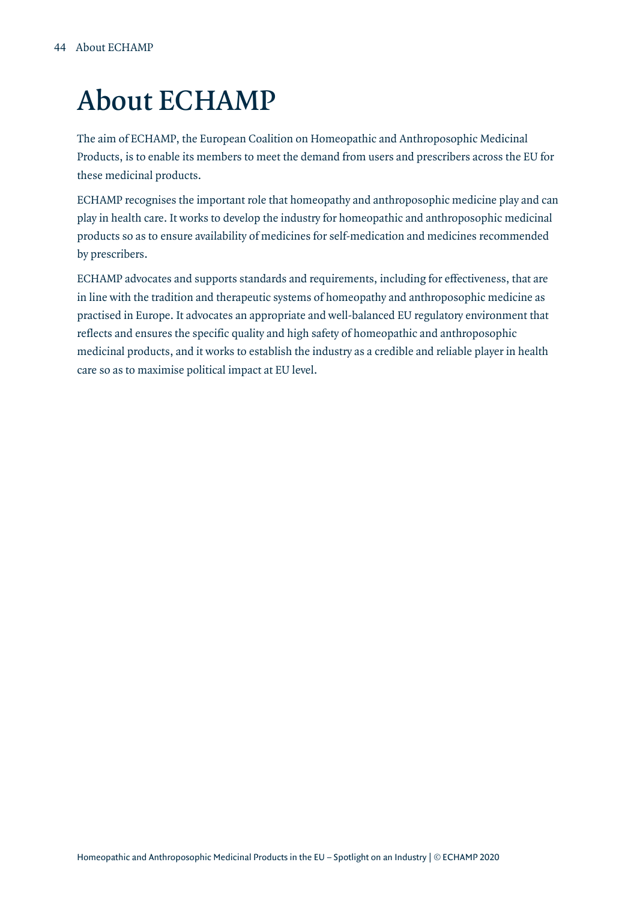# About ECHAMP

The aim of ECHAMP, the European Coalition on Homeopathic and Anthroposophic Medicinal Products, is to enable its members to meet the demand from users and prescribers across the EU for these medicinal products.

ECHAMP recognises the important role that homeopathy and anthroposophic medicine play and can play in health care. It works to develop the industry for homeopathic and anthroposophic medicinal products so as to ensure availability of medicines for self-medication and medicines recommended by prescribers.

ECHAMP advocates and supports standards and requirements, including for effectiveness, that are in line with the tradition and therapeutic systems of homeopathy and anthroposophic medicine as practised in Europe. It advocates an appropriate and well-balanced EU regulatory environment that reflects and ensures the specific quality and high safety of homeopathic and anthroposophic medicinal products, and it works to establish the industry as a credible and reliable player in health care so as to maximise political impact at EU level.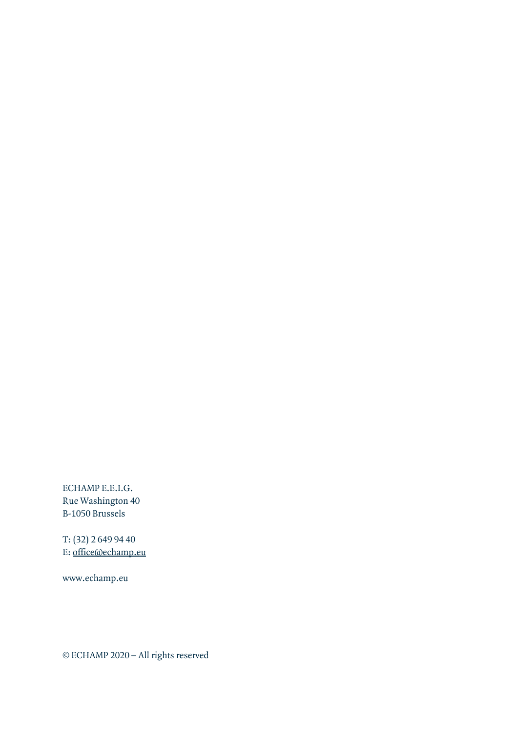ECHAMP E.E.I.G.
Rue Washington 40
B-1050 Brussels

T: (32) 2 649 94 40
E: office@echamp.eu

www.echamp.eu

© ECHAMP 2020 – All rights reserved